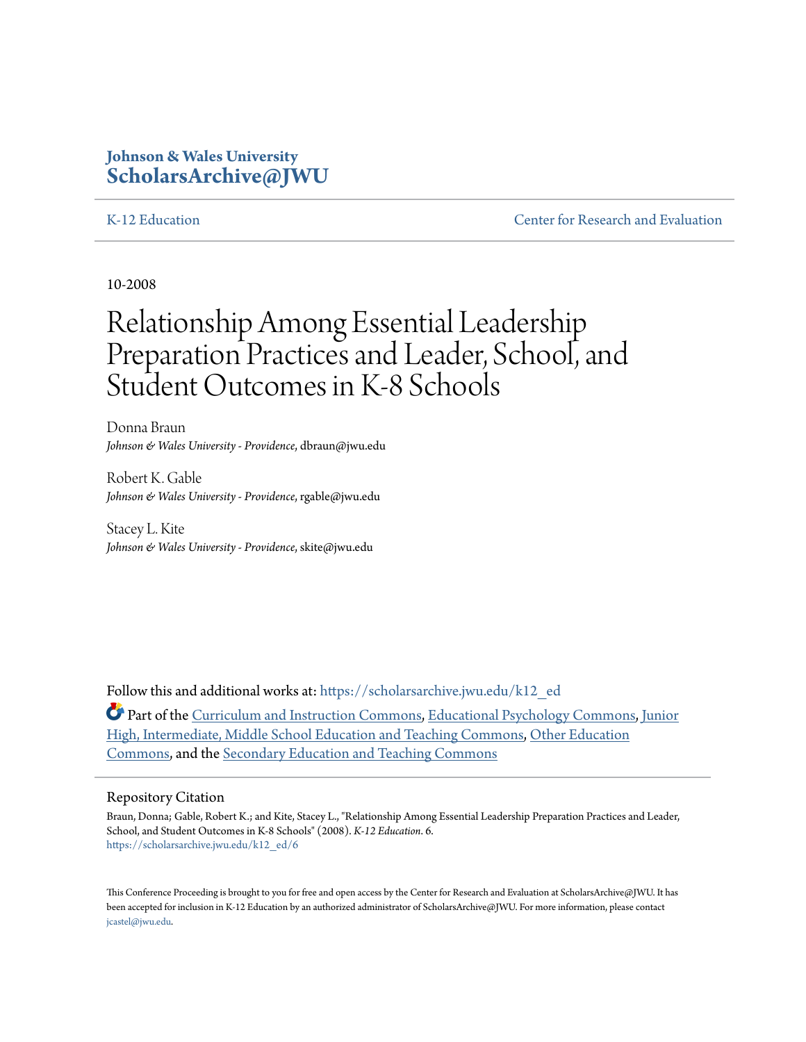**Johnson & Wales University**
**ScholarsArchive@JWU**

K-12 Education | Center for Research and Evaluation

10-2008

# Relationship Among Essential Leadership Preparation Practices and Leader, School, and Student Outcomes in K-8 Schools

Donna Braun
*Johnson & Wales University - Providence*, dbraun@jwu.edu

Robert K. Gable
*Johnson & Wales University - Providence*, rgable@jwu.edu

Stacey L. Kite
*Johnson & Wales University - Providence*, skite@jwu.edu

Follow this and additional works at: https://scholarsarchive.jwu.edu/k12_ed

Part of the Curriculum and Instruction Commons, Educational Psychology Commons, Junior High, Intermediate, Middle School Education and Teaching Commons, Other Education Commons, and the Secondary Education and Teaching Commons

## Repository Citation

Braun, Donna; Gable, Robert K.; and Kite, Stacey L., "Relationship Among Essential Leadership Preparation Practices and Leader, School, and Student Outcomes in K-8 Schools" (2008). *K-12 Education*. 6.
https://scholarsarchive.jwu.edu/k12_ed/6

This Conference Proceeding is brought to you for free and open access by the Center for Research and Evaluation at ScholarsArchive@JWU. It has been accepted for inclusion in K-12 Education by an authorized administrator of ScholarsArchive@JWU. For more information, please contact jcastel@jwu.edu.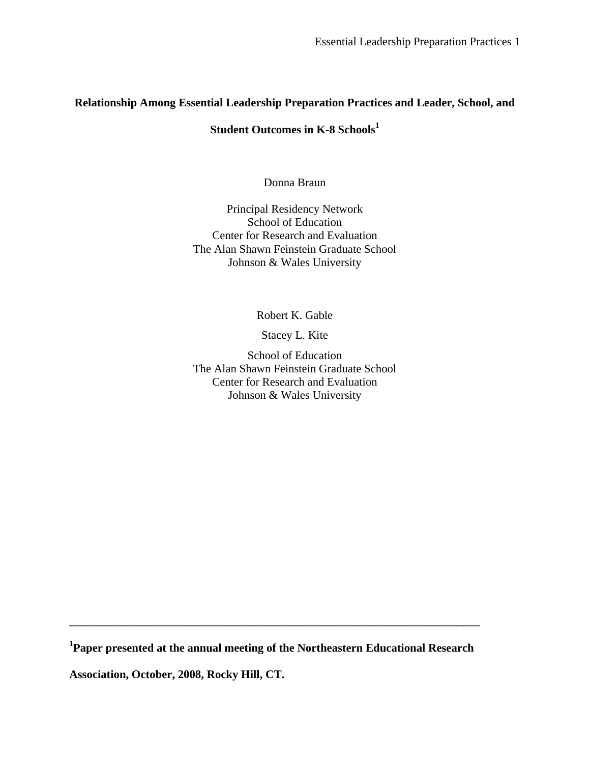# Relationship Among Essential Leadership Preparation Practices and Leader, School, and Student Outcomes in K-8 Schools[1]

Donna Braun

Principal Residency Network
School of Education
Center for Research and Evaluation
The Alan Shawn Feinstein Graduate School
Johnson & Wales University

Robert K. Gable

Stacey L. Kite

School of Education
The Alan Shawn Feinstein Graduate School
Center for Research and Evaluation
Johnson & Wales University

---

**[1]Paper presented at the annual meeting of the Northeastern Educational Research Association, October, 2008, Rocky Hill, CT.**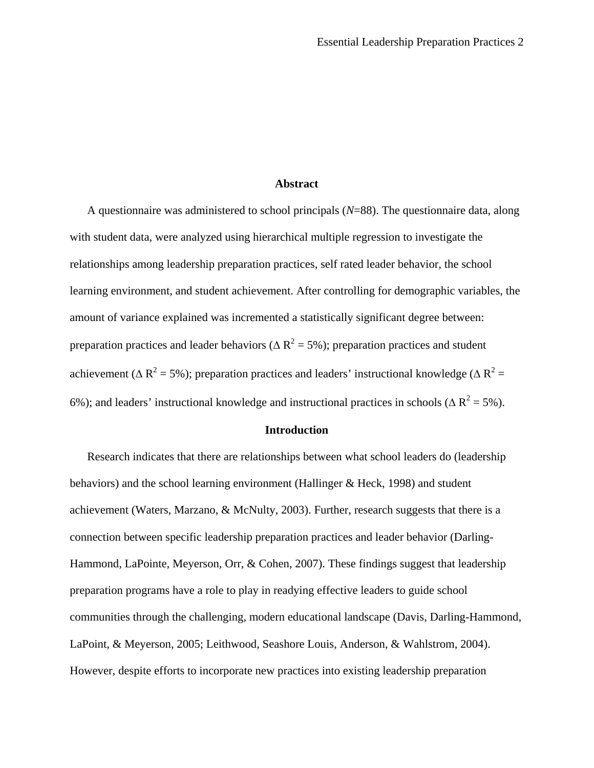## Abstract

A questionnaire was administered to school principals (*N*=88). The questionnaire data, along with student data, were analyzed using hierarchical multiple regression to investigate the relationships among leadership preparation practices, self rated leader behavior, the school learning environment, and student achievement. After controlling for demographic variables, the amount of variance explained was incremented a statistically significant degree between: preparation practices and leader behaviors ($\Delta R^2 = 5\%$); preparation practices and student achievement ($\Delta R^2 = 5\%$); preparation practices and leaders' instructional knowledge ($\Delta R^2 = 6\%$); and leaders' instructional knowledge and instructional practices in schools ($\Delta R^2 = 5\%$).

## Introduction

Research indicates that there are relationships between what school leaders do (leadership behaviors) and the school learning environment (Hallinger & Heck, 1998) and student achievement (Waters, Marzano, & McNulty, 2003). Further, research suggests that there is a connection between specific leadership preparation practices and leader behavior (Darling-Hammond, LaPointe, Meyerson, Orr, & Cohen, 2007). These findings suggest that leadership preparation programs have a role to play in readying effective leaders to guide school communities through the challenging, modern educational landscape (Davis, Darling-Hammond, LaPoint, & Meyerson, 2005; Leithwood, Seashore Louis, Anderson, & Wahlstrom, 2004). However, despite efforts to incorporate new practices into existing leadership preparation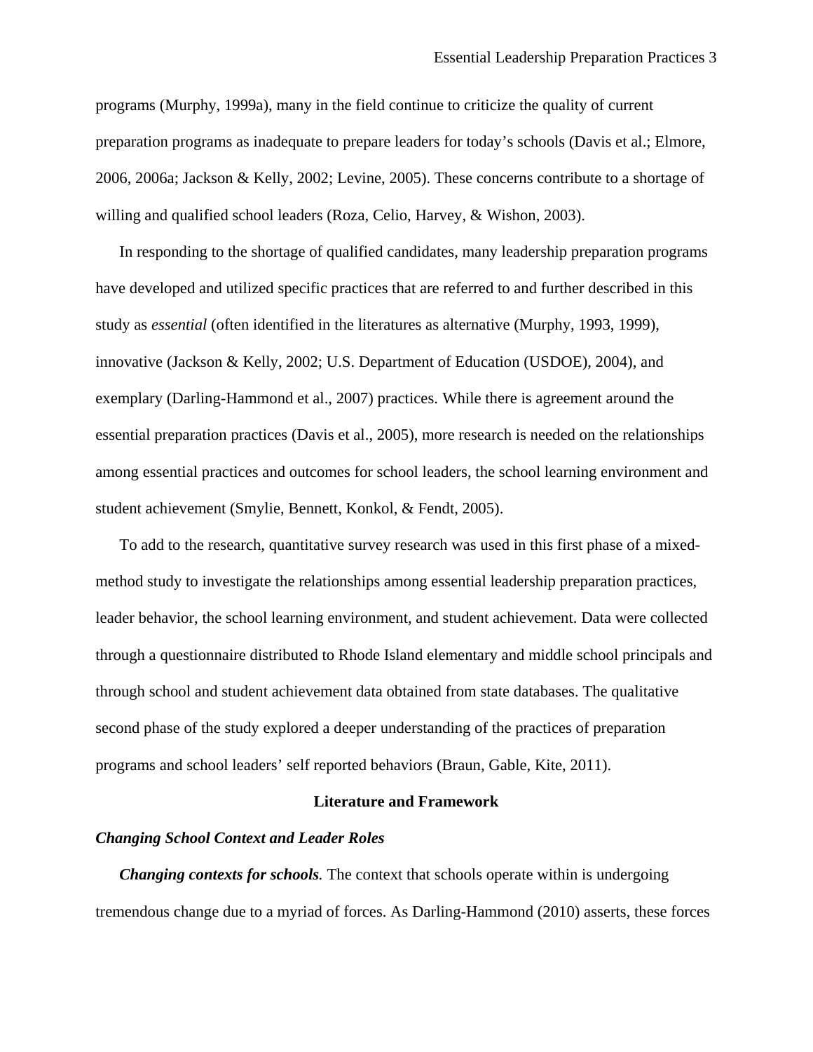programs (Murphy, 1999a), many in the field continue to criticize the quality of current preparation programs as inadequate to prepare leaders for today's schools (Davis et al.; Elmore, 2006, 2006a; Jackson & Kelly, 2002; Levine, 2005). These concerns contribute to a shortage of willing and qualified school leaders (Roza, Celio, Harvey, & Wishon, 2003).

In responding to the shortage of qualified candidates, many leadership preparation programs have developed and utilized specific practices that are referred to and further described in this study as *essential* (often identified in the literatures as alternative (Murphy, 1993, 1999), innovative (Jackson & Kelly, 2002; U.S. Department of Education (USDOE), 2004), and exemplary (Darling-Hammond et al., 2007) practices. While there is agreement around the essential preparation practices (Davis et al., 2005), more research is needed on the relationships among essential practices and outcomes for school leaders, the school learning environment and student achievement (Smylie, Bennett, Konkol, & Fendt, 2005).

To add to the research, quantitative survey research was used in this first phase of a mixed-method study to investigate the relationships among essential leadership preparation practices, leader behavior, the school learning environment, and student achievement. Data were collected through a questionnaire distributed to Rhode Island elementary and middle school principals and through school and student achievement data obtained from state databases. The qualitative second phase of the study explored a deeper understanding of the practices of preparation programs and school leaders' self reported behaviors (Braun, Gable, Kite, 2011).

## Literature and Framework

### *Changing School Context and Leader Roles*

***Changing contexts for schools.*** The context that schools operate within is undergoing tremendous change due to a myriad of forces. As Darling-Hammond (2010) asserts, these forces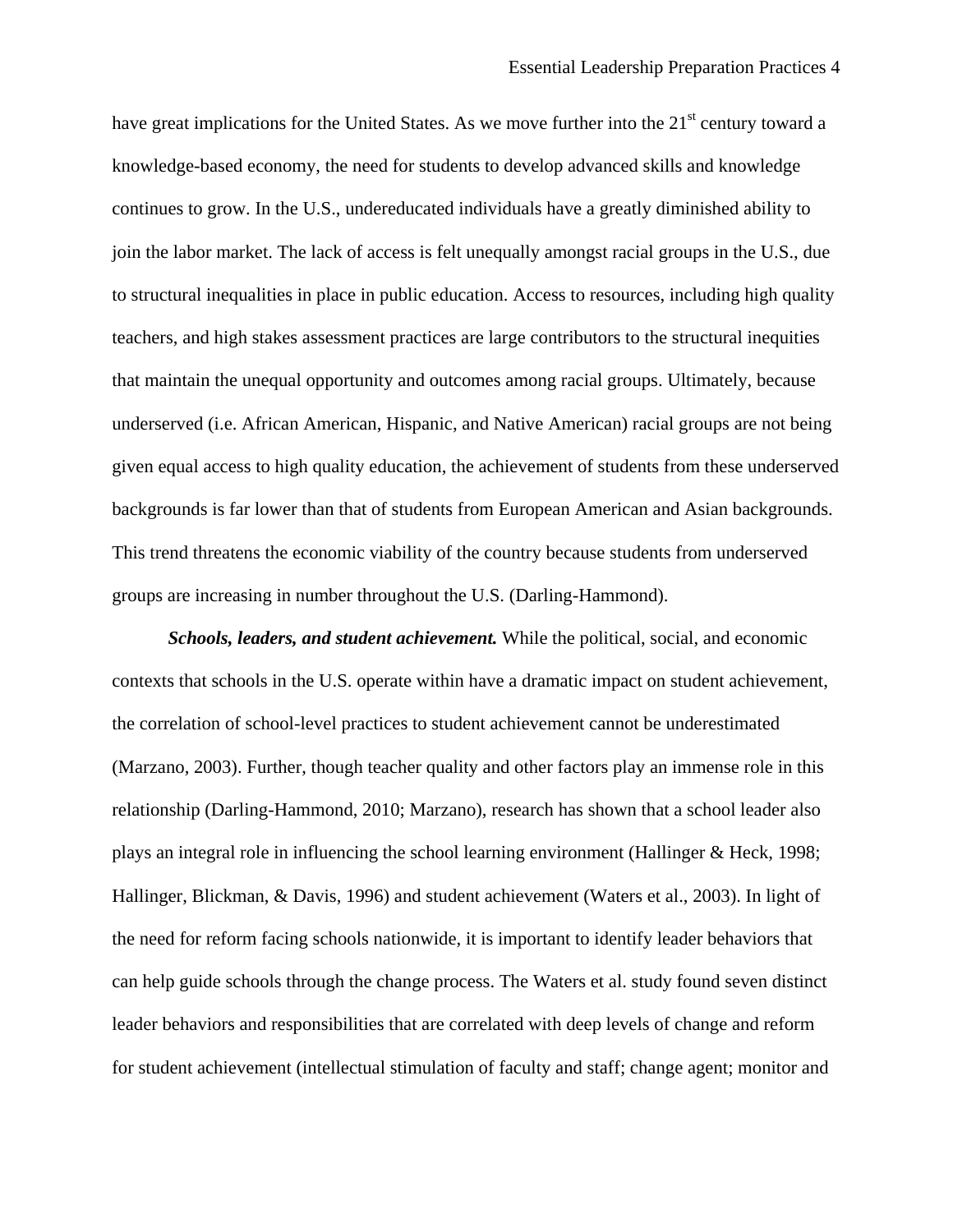have great implications for the United States. As we move further into the 21st century toward a knowledge-based economy, the need for students to develop advanced skills and knowledge continues to grow. In the U.S., undereducated individuals have a greatly diminished ability to join the labor market. The lack of access is felt unequally amongst racial groups in the U.S., due to structural inequalities in place in public education. Access to resources, including high quality teachers, and high stakes assessment practices are large contributors to the structural inequities that maintain the unequal opportunity and outcomes among racial groups. Ultimately, because underserved (i.e. African American, Hispanic, and Native American) racial groups are not being given equal access to high quality education, the achievement of students from these underserved backgrounds is far lower than that of students from European American and Asian backgrounds. This trend threatens the economic viability of the country because students from underserved groups are increasing in number throughout the U.S. (Darling-Hammond).

***Schools, leaders, and student achievement.*** While the political, social, and economic contexts that schools in the U.S. operate within have a dramatic impact on student achievement, the correlation of school-level practices to student achievement cannot be underestimated (Marzano, 2003). Further, though teacher quality and other factors play an immense role in this relationship (Darling-Hammond, 2010; Marzano), research has shown that a school leader also plays an integral role in influencing the school learning environment (Hallinger & Heck, 1998; Hallinger, Blickman, & Davis, 1996) and student achievement (Waters et al., 2003). In light of the need for reform facing schools nationwide, it is important to identify leader behaviors that can help guide schools through the change process. The Waters et al. study found seven distinct leader behaviors and responsibilities that are correlated with deep levels of change and reform for student achievement (intellectual stimulation of faculty and staff; change agent; monitor and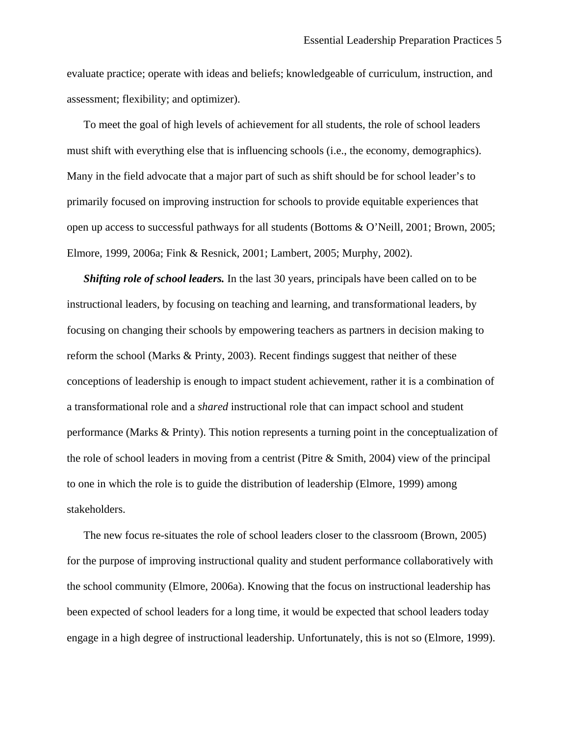evaluate practice; operate with ideas and beliefs; knowledgeable of curriculum, instruction, and assessment; flexibility; and optimizer).

To meet the goal of high levels of achievement for all students, the role of school leaders must shift with everything else that is influencing schools (i.e., the economy, demographics). Many in the field advocate that a major part of such as shift should be for school leader's to primarily focused on improving instruction for schools to provide equitable experiences that open up access to successful pathways for all students (Bottoms & O'Neill, 2001; Brown, 2005; Elmore, 1999, 2006a; Fink & Resnick, 2001; Lambert, 2005; Murphy, 2002).

***Shifting role of school leaders.*** In the last 30 years, principals have been called on to be instructional leaders, by focusing on teaching and learning, and transformational leaders, by focusing on changing their schools by empowering teachers as partners in decision making to reform the school (Marks & Printy, 2003). Recent findings suggest that neither of these conceptions of leadership is enough to impact student achievement, rather it is a combination of a transformational role and a *shared* instructional role that can impact school and student performance (Marks & Printy). This notion represents a turning point in the conceptualization of the role of school leaders in moving from a centrist (Pitre & Smith, 2004) view of the principal to one in which the role is to guide the distribution of leadership (Elmore, 1999) among stakeholders.

The new focus re-situates the role of school leaders closer to the classroom (Brown, 2005) for the purpose of improving instructional quality and student performance collaboratively with the school community (Elmore, 2006a). Knowing that the focus on instructional leadership has been expected of school leaders for a long time, it would be expected that school leaders today engage in a high degree of instructional leadership. Unfortunately, this is not so (Elmore, 1999).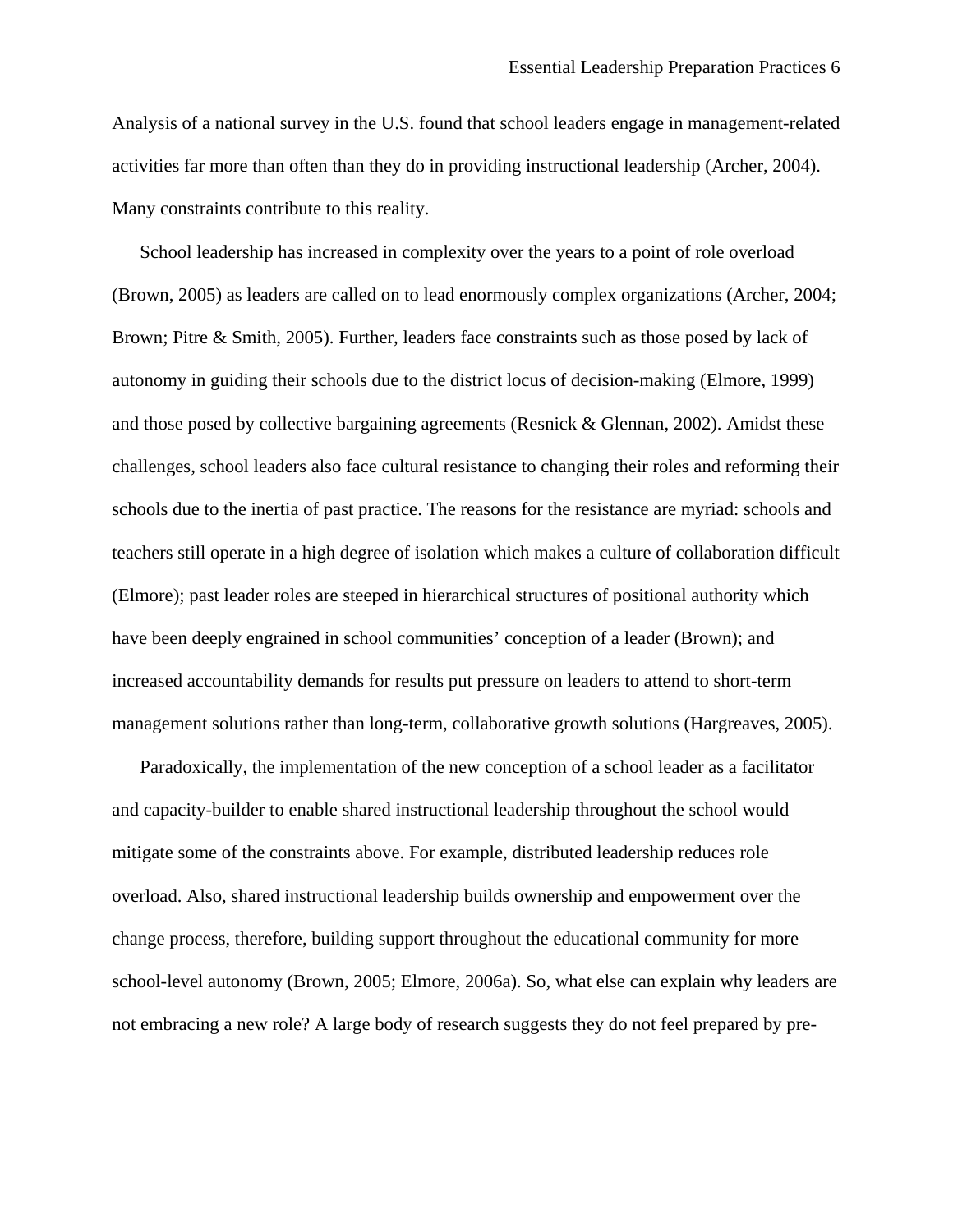Analysis of a national survey in the U.S. found that school leaders engage in management-related activities far more than often than they do in providing instructional leadership (Archer, 2004). Many constraints contribute to this reality.

School leadership has increased in complexity over the years to a point of role overload (Brown, 2005) as leaders are called on to lead enormously complex organizations (Archer, 2004; Brown; Pitre & Smith, 2005). Further, leaders face constraints such as those posed by lack of autonomy in guiding their schools due to the district locus of decision-making (Elmore, 1999) and those posed by collective bargaining agreements (Resnick & Glennan, 2002). Amidst these challenges, school leaders also face cultural resistance to changing their roles and reforming their schools due to the inertia of past practice. The reasons for the resistance are myriad: schools and teachers still operate in a high degree of isolation which makes a culture of collaboration difficult (Elmore); past leader roles are steeped in hierarchical structures of positional authority which have been deeply engrained in school communities' conception of a leader (Brown); and increased accountability demands for results put pressure on leaders to attend to short-term management solutions rather than long-term, collaborative growth solutions (Hargreaves, 2005).

Paradoxically, the implementation of the new conception of a school leader as a facilitator and capacity-builder to enable shared instructional leadership throughout the school would mitigate some of the constraints above. For example, distributed leadership reduces role overload. Also, shared instructional leadership builds ownership and empowerment over the change process, therefore, building support throughout the educational community for more school-level autonomy (Brown, 2005; Elmore, 2006a). So, what else can explain why leaders are not embracing a new role? A large body of research suggests they do not feel prepared by pre-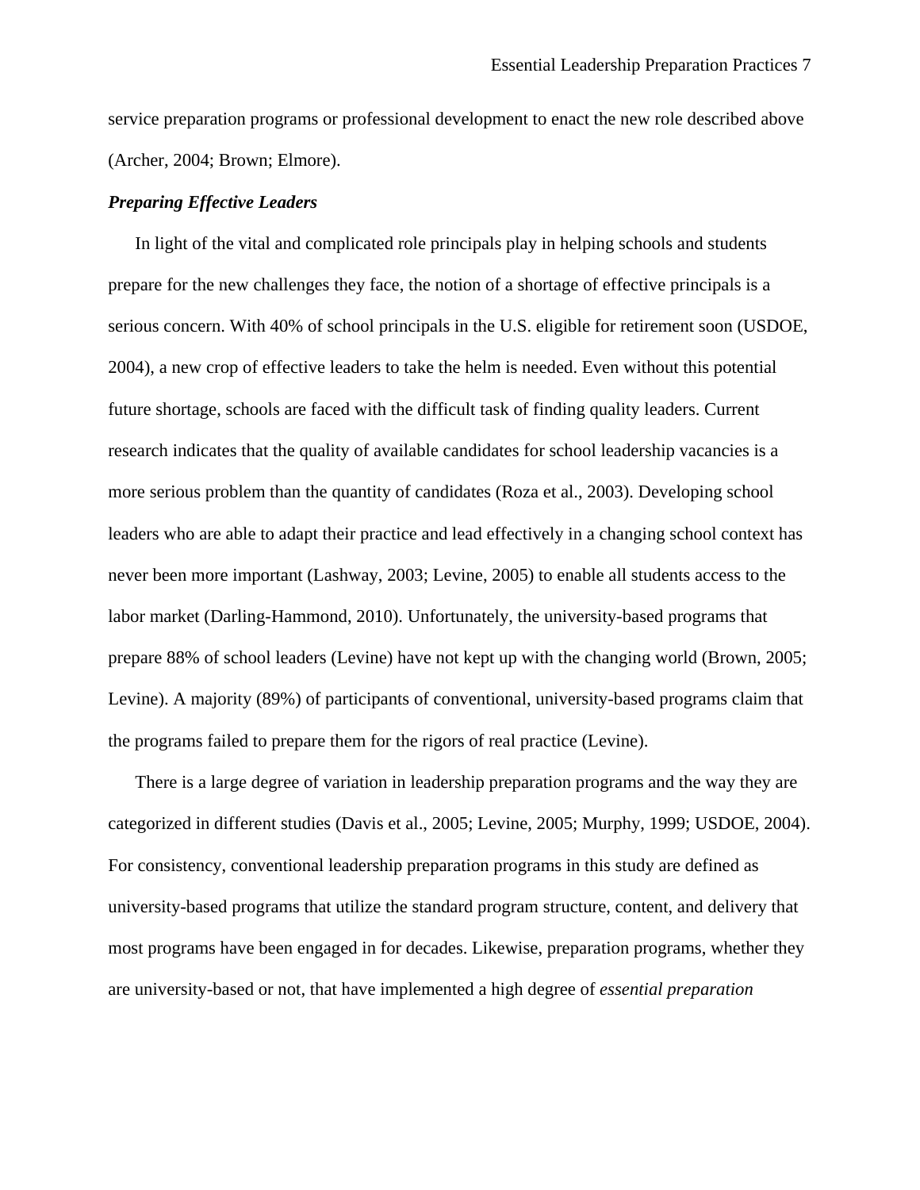service preparation programs or professional development to enact the new role described above (Archer, 2004; Brown; Elmore).

### *Preparing Effective Leaders*

In light of the vital and complicated role principals play in helping schools and students prepare for the new challenges they face, the notion of a shortage of effective principals is a serious concern. With 40% of school principals in the U.S. eligible for retirement soon (USDOE, 2004), a new crop of effective leaders to take the helm is needed. Even without this potential future shortage, schools are faced with the difficult task of finding quality leaders. Current research indicates that the quality of available candidates for school leadership vacancies is a more serious problem than the quantity of candidates (Roza et al., 2003). Developing school leaders who are able to adapt their practice and lead effectively in a changing school context has never been more important (Lashway, 2003; Levine, 2005) to enable all students access to the labor market (Darling-Hammond, 2010). Unfortunately, the university-based programs that prepare 88% of school leaders (Levine) have not kept up with the changing world (Brown, 2005; Levine). A majority (89%) of participants of conventional, university-based programs claim that the programs failed to prepare them for the rigors of real practice (Levine).

There is a large degree of variation in leadership preparation programs and the way they are categorized in different studies (Davis et al., 2005; Levine, 2005; Murphy, 1999; USDOE, 2004). For consistency, conventional leadership preparation programs in this study are defined as university-based programs that utilize the standard program structure, content, and delivery that most programs have been engaged in for decades. Likewise, preparation programs, whether they are university-based or not, that have implemented a high degree of *essential preparation*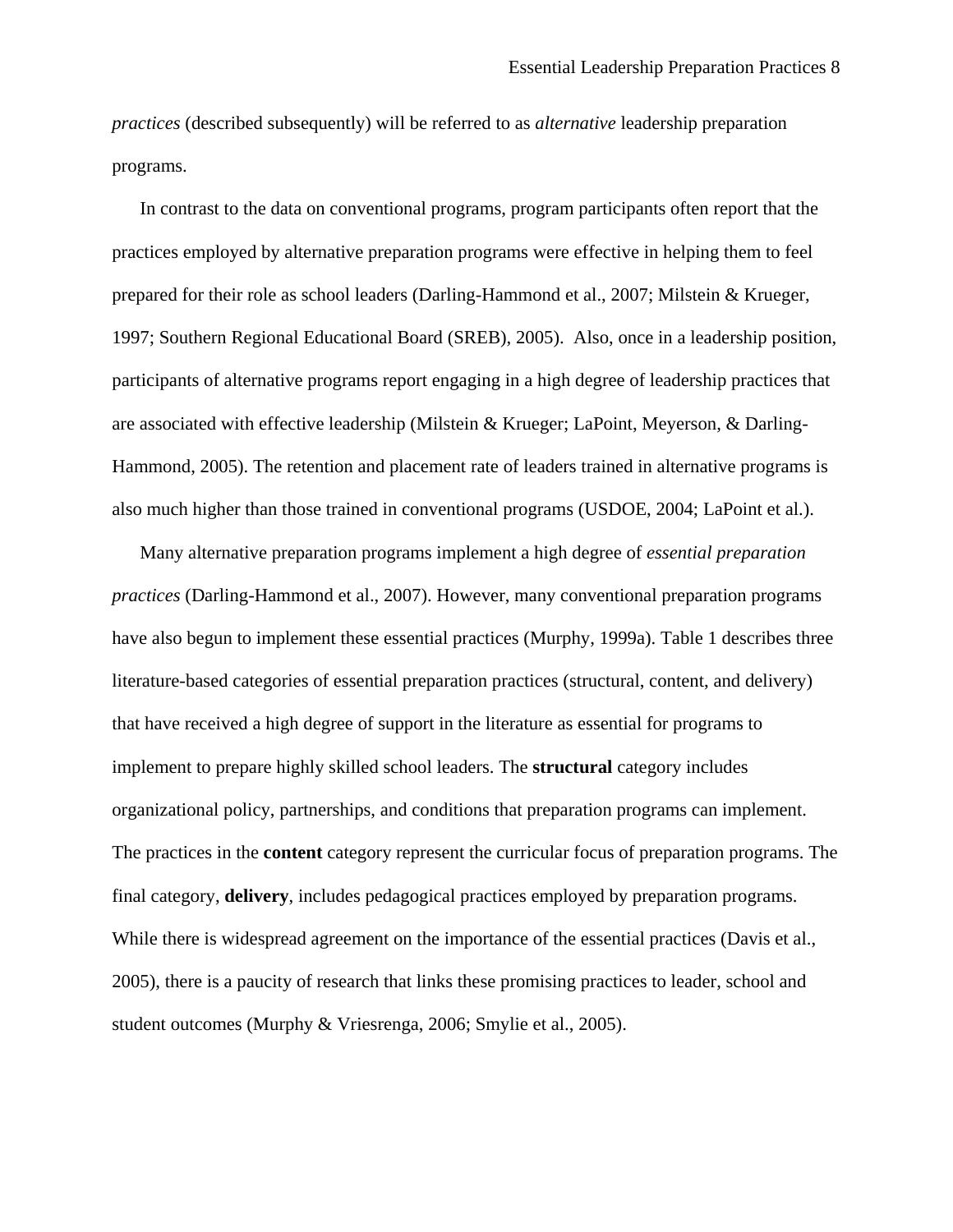*practices* (described subsequently) will be referred to as *alternative* leadership preparation programs.

In contrast to the data on conventional programs, program participants often report that the practices employed by alternative preparation programs were effective in helping them to feel prepared for their role as school leaders (Darling-Hammond et al., 2007; Milstein & Krueger, 1997; Southern Regional Educational Board (SREB), 2005). Also, once in a leadership position, participants of alternative programs report engaging in a high degree of leadership practices that are associated with effective leadership (Milstein & Krueger; LaPoint, Meyerson, & Darling-Hammond, 2005). The retention and placement rate of leaders trained in alternative programs is also much higher than those trained in conventional programs (USDOE, 2004; LaPoint et al.).

Many alternative preparation programs implement a high degree of *essential preparation practices* (Darling-Hammond et al., 2007). However, many conventional preparation programs have also begun to implement these essential practices (Murphy, 1999a). Table 1 describes three literature-based categories of essential preparation practices (structural, content, and delivery) that have received a high degree of support in the literature as essential for programs to implement to prepare highly skilled school leaders. The **structural** category includes organizational policy, partnerships, and conditions that preparation programs can implement. The practices in the **content** category represent the curricular focus of preparation programs. The final category, **delivery**, includes pedagogical practices employed by preparation programs. While there is widespread agreement on the importance of the essential practices (Davis et al., 2005), there is a paucity of research that links these promising practices to leader, school and student outcomes (Murphy & Vriesrenga, 2006; Smylie et al., 2005).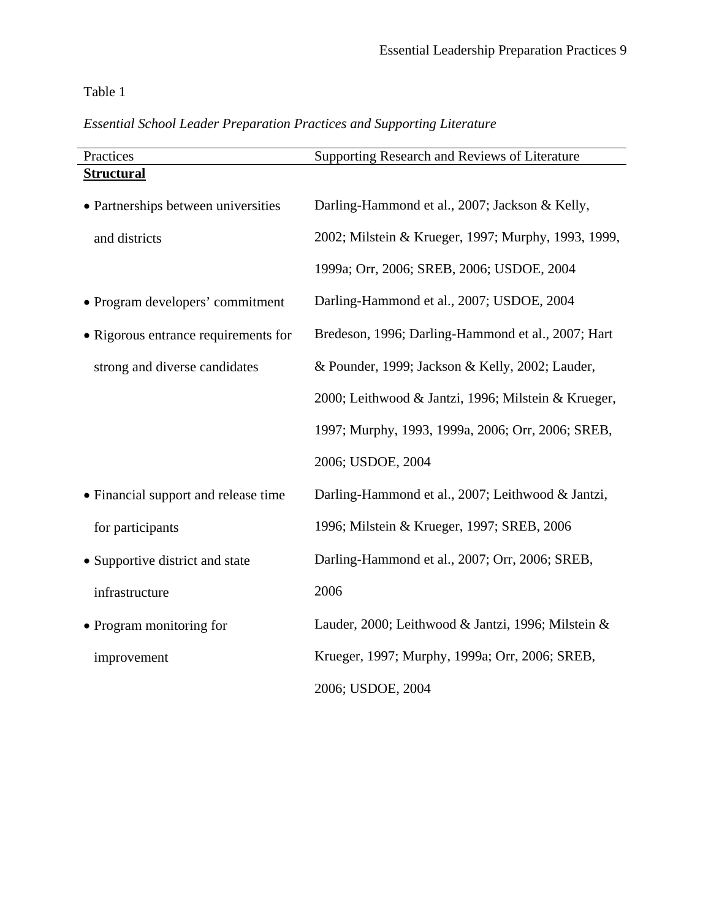Table 1

*Essential School Leader Preparation Practices and Supporting Literature*

| Practices | Supporting Research and Reviews of Literature |
| --- | --- |
| **Structural** | |
| • Partnerships between universities and districts | Darling-Hammond et al., 2007; Jackson & Kelly, 2002; Milstein & Krueger, 1997; Murphy, 1993, 1999, 1999a; Orr, 2006; SREB, 2006; USDOE, 2004 |
| • Program developers' commitment | Darling-Hammond et al., 2007; USDOE, 2004 |
| • Rigorous entrance requirements for strong and diverse candidates | Bredeson, 1996; Darling-Hammond et al., 2007; Hart & Pounder, 1999; Jackson & Kelly, 2002; Lauder, 2000; Leithwood & Jantzi, 1996; Milstein & Krueger, 1997; Murphy, 1993, 1999a, 2006; Orr, 2006; SREB, 2006; USDOE, 2004 |
| • Financial support and release time for participants | Darling-Hammond et al., 2007; Leithwood & Jantzi, 1996; Milstein & Krueger, 1997; SREB, 2006 |
| • Supportive district and state infrastructure | Darling-Hammond et al., 2007; Orr, 2006; SREB, 2006 |
| • Program monitoring for improvement | Lauder, 2000; Leithwood & Jantzi, 1996; Milstein & Krueger, 1997; Murphy, 1999a; Orr, 2006; SREB, 2006; USDOE, 2004 |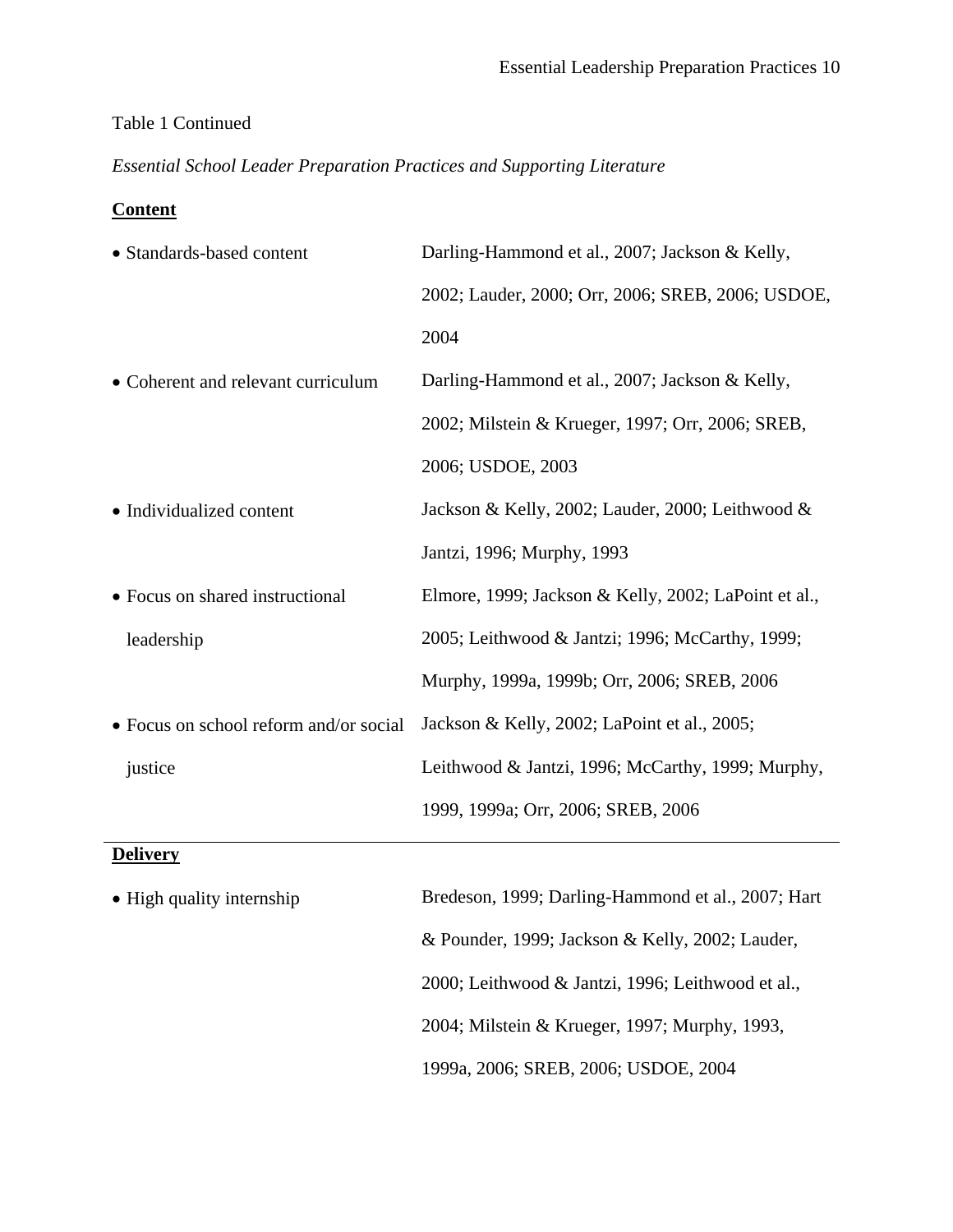Table 1 Continued

*Essential School Leader Preparation Practices and Supporting Literature*

| Practice | Supporting Literature |
|---|---|
| **Content** | |
| • Standards-based content | Darling-Hammond et al., 2007; Jackson & Kelly, 2002; Lauder, 2000; Orr, 2006; SREB, 2006; USDOE, 2004 |
| • Coherent and relevant curriculum | Darling-Hammond et al., 2007; Jackson & Kelly, 2002; Milstein & Krueger, 1997; Orr, 2006; SREB, 2006; USDOE, 2003 |
| • Individualized content | Jackson & Kelly, 2002; Lauder, 2000; Leithwood & Jantzi, 1996; Murphy, 1993 |
| • Focus on shared instructional leadership | Elmore, 1999; Jackson & Kelly, 2002; LaPoint et al., 2005; Leithwood & Jantzi; 1996; McCarthy, 1999; Murphy, 1999a, 1999b; Orr, 2006; SREB, 2006 |
| • Focus on school reform and/or social justice | Jackson & Kelly, 2002; LaPoint et al., 2005; Leithwood & Jantzi, 1996; McCarthy, 1999; Murphy, 1999, 1999a; Orr, 2006; SREB, 2006 |
| **Delivery** | |
| • High quality internship | Bredeson, 1999; Darling-Hammond et al., 2007; Hart & Pounder, 1999; Jackson & Kelly, 2002; Lauder, 2000; Leithwood & Jantzi, 1996; Leithwood et al., 2004; Milstein & Krueger, 1997; Murphy, 1993, 1999a, 2006; SREB, 2006; USDOE, 2004 |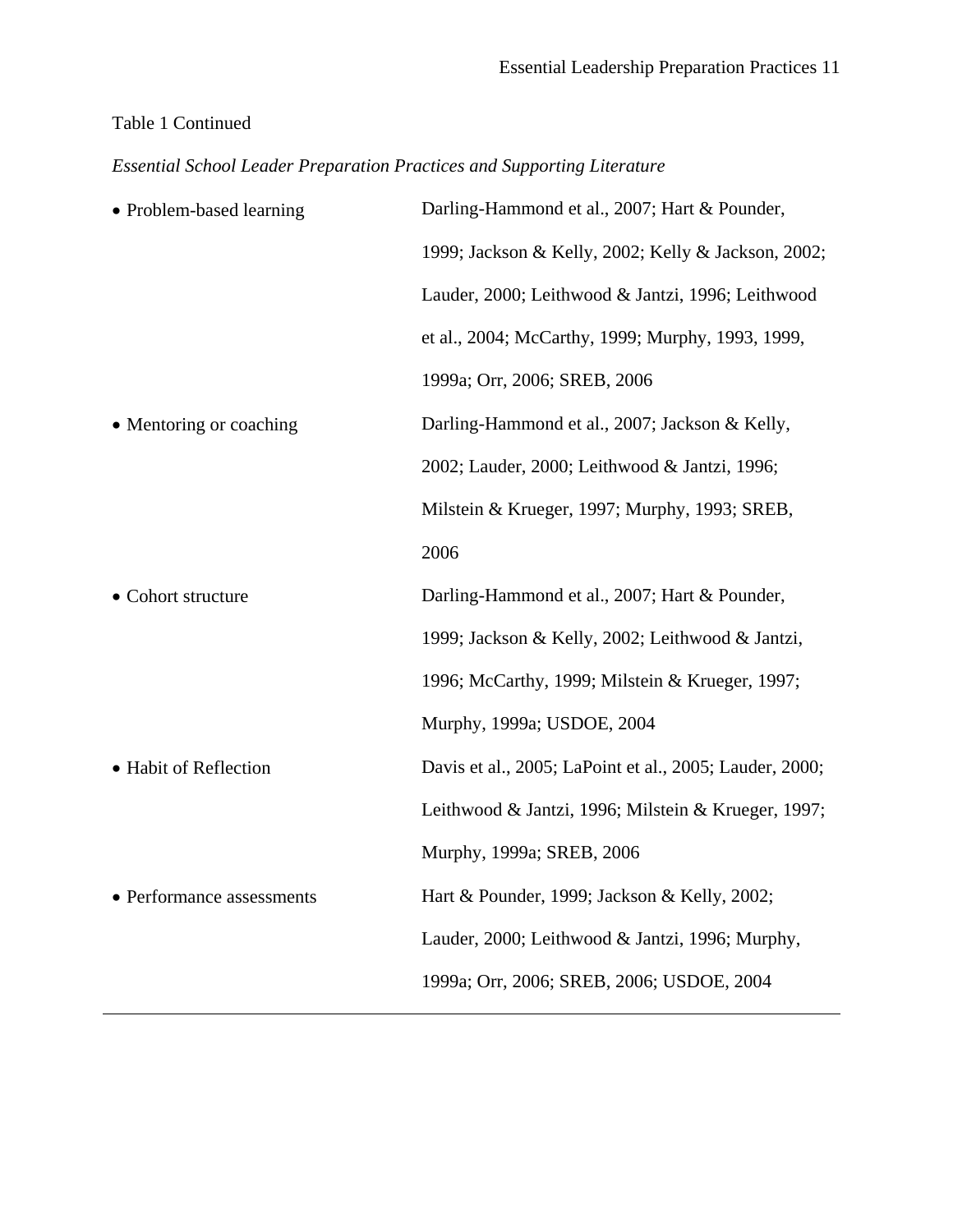Table 1 Continued

*Essential School Leader Preparation Practices and Supporting Literature*

| | |
|---|---|
| • Problem-based learning | Darling-Hammond et al., 2007; Hart & Pounder, 1999; Jackson & Kelly, 2002; Kelly & Jackson, 2002; Lauder, 2000; Leithwood & Jantzi, 1996; Leithwood et al., 2004; McCarthy, 1999; Murphy, 1993, 1999, 1999a; Orr, 2006; SREB, 2006 |
| • Mentoring or coaching | Darling-Hammond et al., 2007; Jackson & Kelly, 2002; Lauder, 2000; Leithwood & Jantzi, 1996; Milstein & Krueger, 1997; Murphy, 1993; SREB, 2006 |
| • Cohort structure | Darling-Hammond et al., 2007; Hart & Pounder, 1999; Jackson & Kelly, 2002; Leithwood & Jantzi, 1996; McCarthy, 1999; Milstein & Krueger, 1997; Murphy, 1999a; USDOE, 2004 |
| • Habit of Reflection | Davis et al., 2005; LaPoint et al., 2005; Lauder, 2000; Leithwood & Jantzi, 1996; Milstein & Krueger, 1997; Murphy, 1999a; SREB, 2006 |
| • Performance assessments | Hart & Pounder, 1999; Jackson & Kelly, 2002; Lauder, 2000; Leithwood & Jantzi, 1996; Murphy, 1999a; Orr, 2006; SREB, 2006; USDOE, 2004 |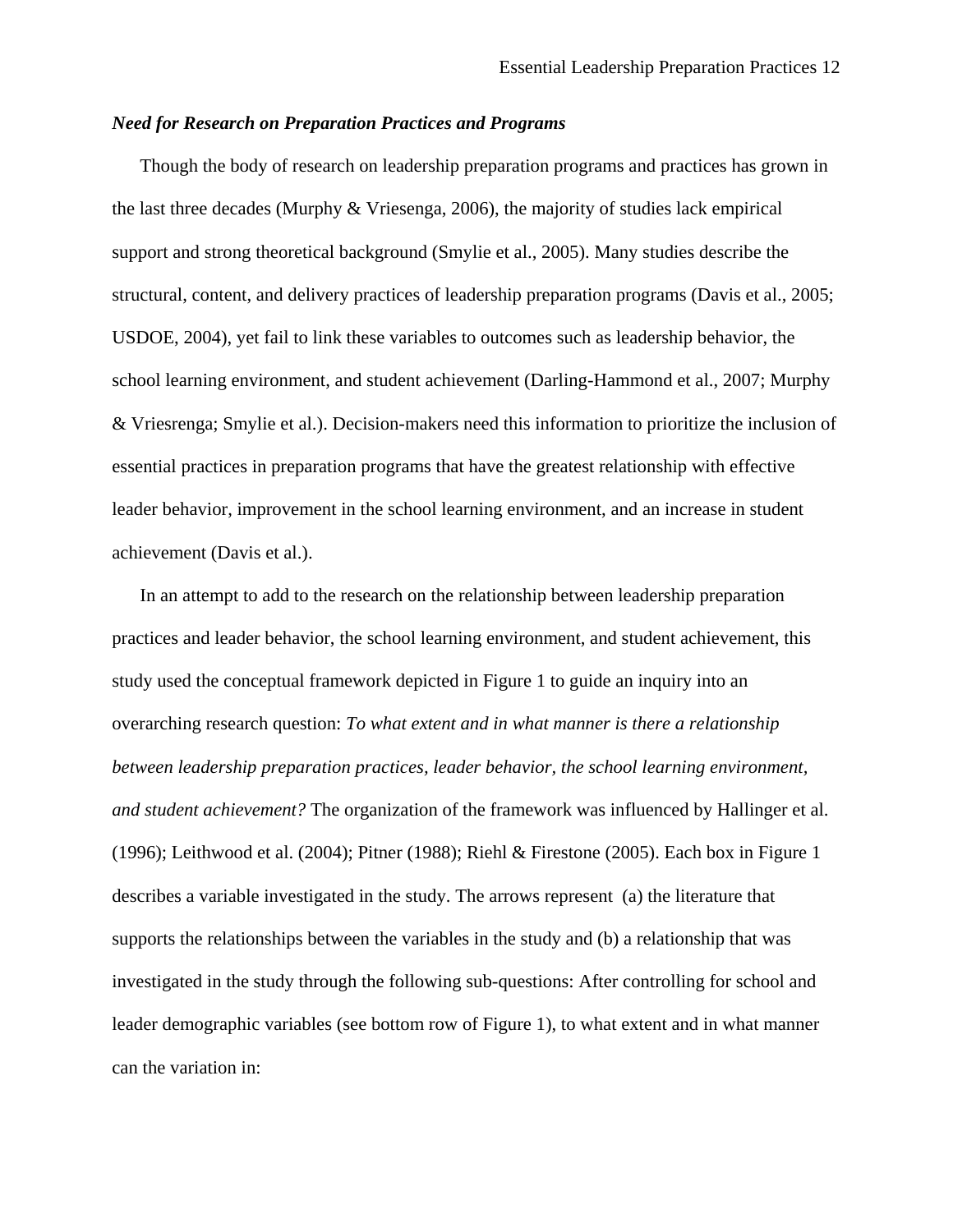### *Need for Research on Preparation Practices and Programs*

Though the body of research on leadership preparation programs and practices has grown in the last three decades (Murphy & Vriesenga, 2006), the majority of studies lack empirical support and strong theoretical background (Smylie et al., 2005). Many studies describe the structural, content, and delivery practices of leadership preparation programs (Davis et al., 2005; USDOE, 2004), yet fail to link these variables to outcomes such as leadership behavior, the school learning environment, and student achievement (Darling-Hammond et al., 2007; Murphy & Vriesrenga; Smylie et al.). Decision-makers need this information to prioritize the inclusion of essential practices in preparation programs that have the greatest relationship with effective leader behavior, improvement in the school learning environment, and an increase in student achievement (Davis et al.).

In an attempt to add to the research on the relationship between leadership preparation practices and leader behavior, the school learning environment, and student achievement, this study used the conceptual framework depicted in Figure 1 to guide an inquiry into an overarching research question: *To what extent and in what manner is there a relationship between leadership preparation practices, leader behavior, the school learning environment, and student achievement?* The organization of the framework was influenced by Hallinger et al. (1996); Leithwood et al. (2004); Pitner (1988); Riehl & Firestone (2005). Each box in Figure 1 describes a variable investigated in the study. The arrows represent (a) the literature that supports the relationships between the variables in the study and (b) a relationship that was investigated in the study through the following sub-questions: After controlling for school and leader demographic variables (see bottom row of Figure 1), to what extent and in what manner can the variation in: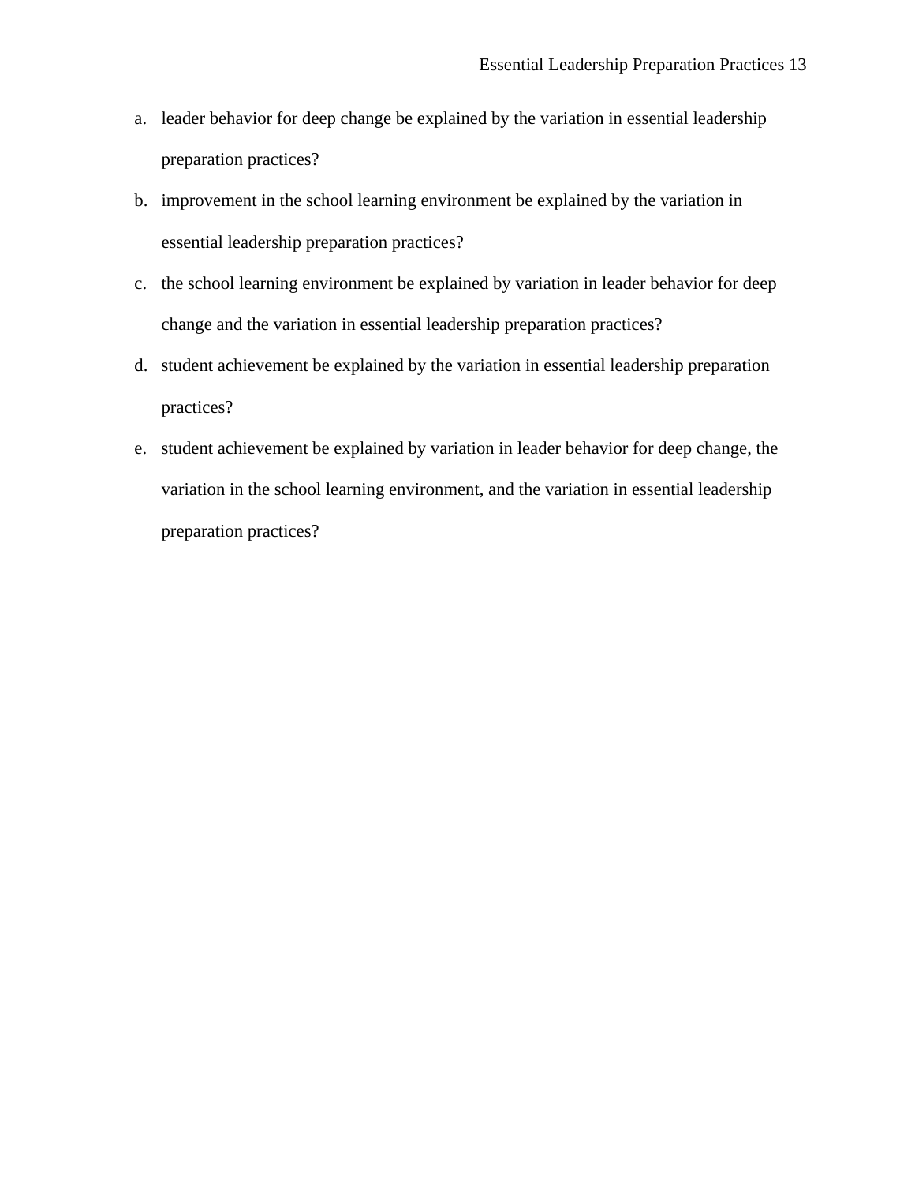a. leader behavior for deep change be explained by the variation in essential leadership preparation practices?
b. improvement in the school learning environment be explained by the variation in essential leadership preparation practices?
c. the school learning environment be explained by variation in leader behavior for deep change and the variation in essential leadership preparation practices?
d. student achievement be explained by the variation in essential leadership preparation practices?
e. student achievement be explained by variation in leader behavior for deep change, the variation in the school learning environment, and the variation in essential leadership preparation practices?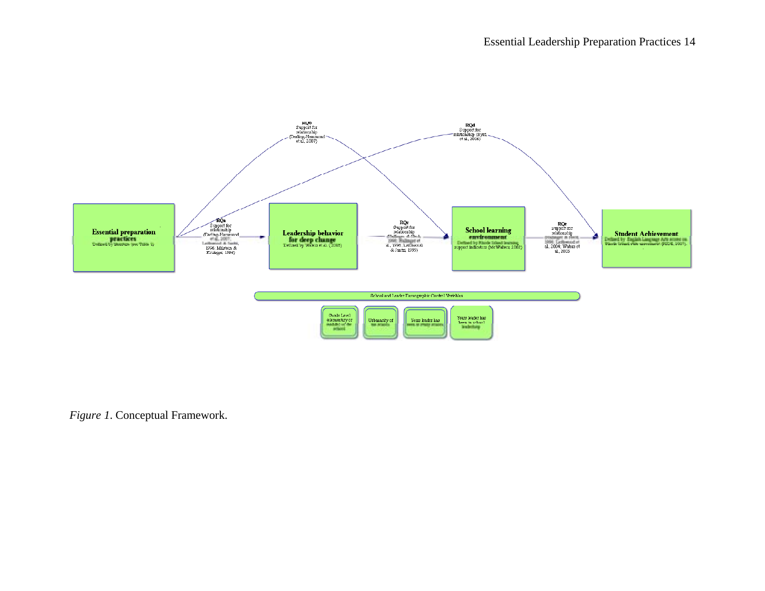*Figure 1*. Conceptual Framework.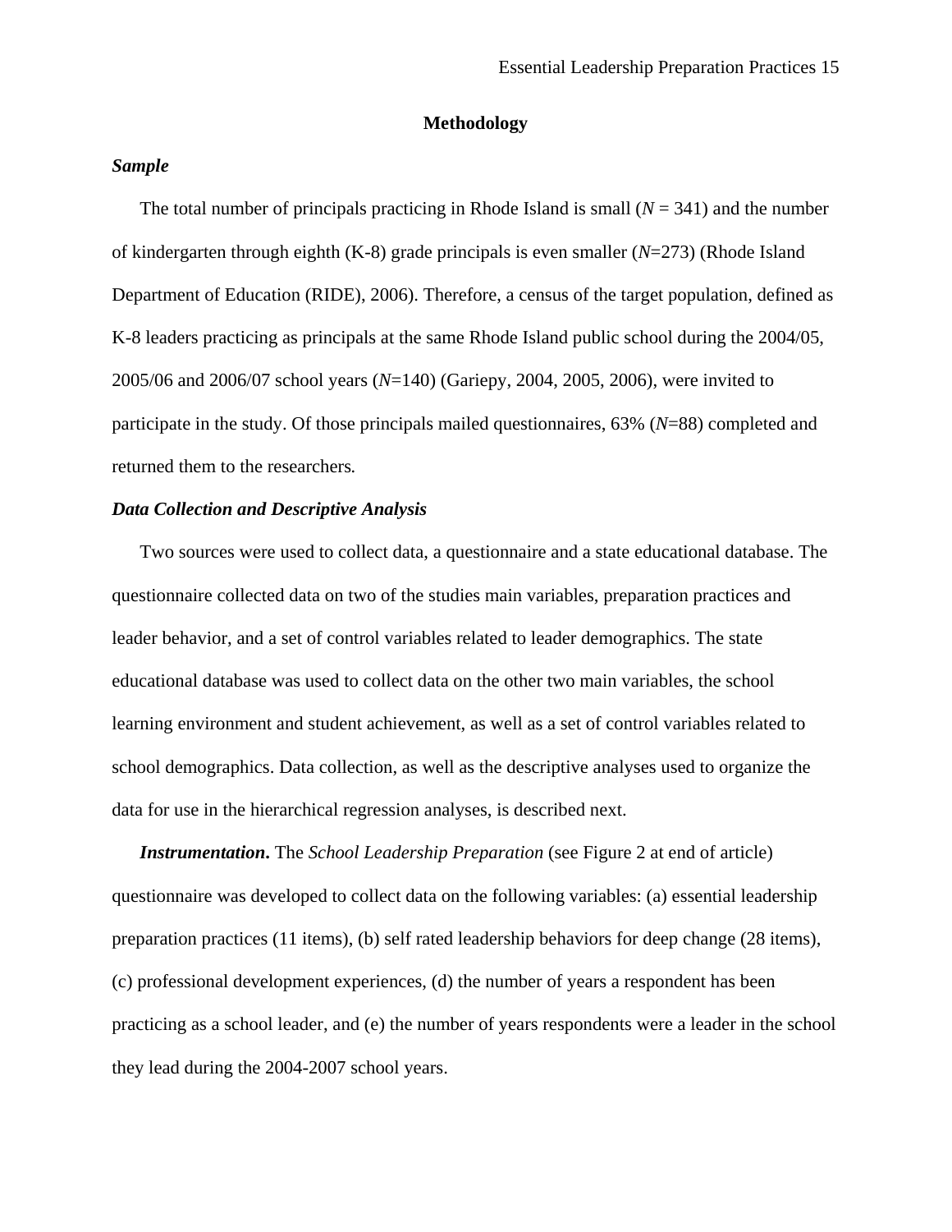## Methodology

### *Sample*

The total number of principals practicing in Rhode Island is small (*N* = 341) and the number of kindergarten through eighth (K-8) grade principals is even smaller (*N*=273) (Rhode Island Department of Education (RIDE), 2006). Therefore, a census of the target population, defined as K-8 leaders practicing as principals at the same Rhode Island public school during the 2004/05, 2005/06 and 2006/07 school years (*N*=140) (Gariepy, 2004, 2005, 2006), were invited to participate in the study. Of those principals mailed questionnaires, 63% (*N*=88) completed and returned them to the researchers.

### *Data Collection and Descriptive Analysis*

Two sources were used to collect data, a questionnaire and a state educational database. The questionnaire collected data on two of the studies main variables, preparation practices and leader behavior, and a set of control variables related to leader demographics. The state educational database was used to collect data on the other two main variables, the school learning environment and student achievement, as well as a set of control variables related to school demographics. Data collection, as well as the descriptive analyses used to organize the data for use in the hierarchical regression analyses, is described next.

***Instrumentation*.** The *School Leadership Preparation* (see Figure 2 at end of article) questionnaire was developed to collect data on the following variables: (a) essential leadership preparation practices (11 items), (b) self rated leadership behaviors for deep change (28 items), (c) professional development experiences, (d) the number of years a respondent has been practicing as a school leader, and (e) the number of years respondents were a leader in the school they lead during the 2004-2007 school years.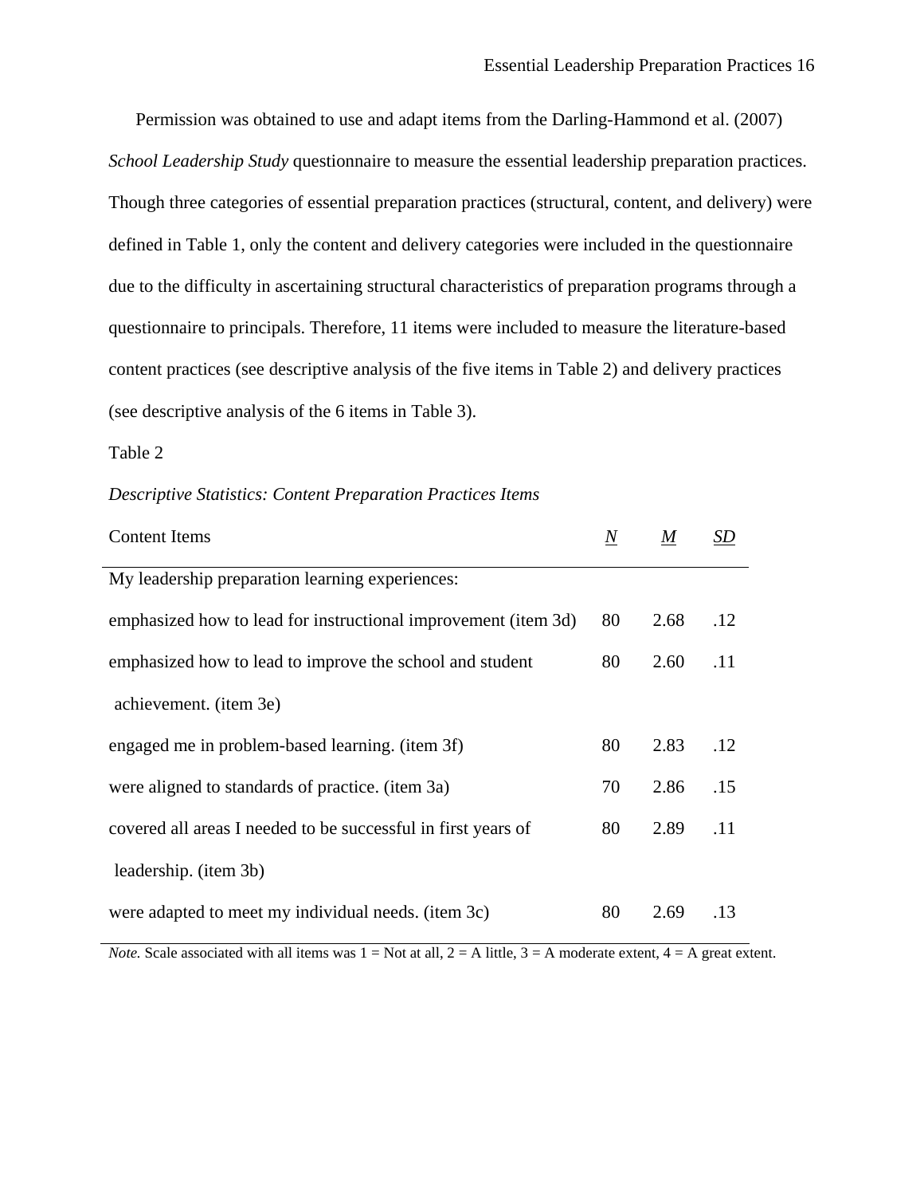Permission was obtained to use and adapt items from the Darling-Hammond et al. (2007) *School Leadership Study* questionnaire to measure the essential leadership preparation practices. Though three categories of essential preparation practices (structural, content, and delivery) were defined in Table 1, only the content and delivery categories were included in the questionnaire due to the difficulty in ascertaining structural characteristics of preparation programs through a questionnaire to principals. Therefore, 11 items were included to measure the literature-based content practices (see descriptive analysis of the five items in Table 2) and delivery practices (see descriptive analysis of the 6 items in Table 3).

Table 2

*Descriptive Statistics: Content Preparation Practices Items*

| Content Items | N | M | SD |
|---|---|---|---|
| My leadership preparation learning experiences: | | | |
| emphasized how to lead for instructional improvement (item 3d) | 80 | 2.68 | .12 |
| emphasized how to lead to improve the school and student achievement. (item 3e) | 80 | 2.60 | .11 |
| engaged me in problem-based learning. (item 3f) | 80 | 2.83 | .12 |
| were aligned to standards of practice. (item 3a) | 70 | 2.86 | .15 |
| covered all areas I needed to be successful in first years of leadership. (item 3b) | 80 | 2.89 | .11 |
| were adapted to meet my individual needs. (item 3c) | 80 | 2.69 | .13 |

*Note.* Scale associated with all items was 1 = Not at all, 2 = A little, 3 = A moderate extent, 4 = A great extent.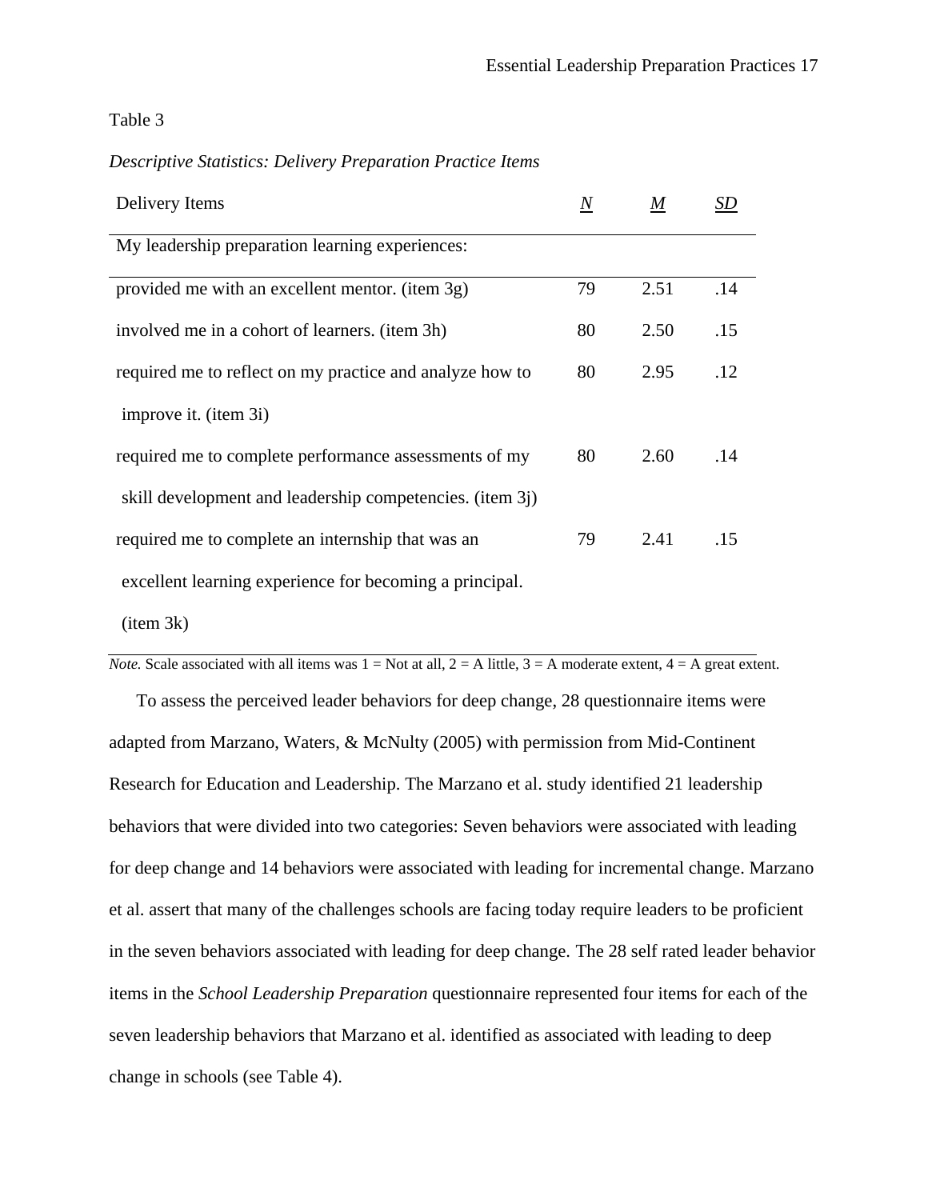Table 3

*Descriptive Statistics: Delivery Preparation Practice Items*

| Delivery Items | *N* | *M* | *SD* |
|---|---|---|---|
| My leadership preparation learning experiences: | | | |
| provided me with an excellent mentor. (item 3g) | 79 | 2.51 | .14 |
| involved me in a cohort of learners. (item 3h) | 80 | 2.50 | .15 |
| required me to reflect on my practice and analyze how to improve it. (item 3i) | 80 | 2.95 | .12 |
| required me to complete performance assessments of my skill development and leadership competencies. (item 3j) | 80 | 2.60 | .14 |
| required me to complete an internship that was an excellent learning experience for becoming a principal. (item 3k) | 79 | 2.41 | .15 |

*Note.* Scale associated with all items was 1 = Not at all, 2 = A little, 3 = A moderate extent, 4 = A great extent.

To assess the perceived leader behaviors for deep change, 28 questionnaire items were adapted from Marzano, Waters, & McNulty (2005) with permission from Mid-Continent Research for Education and Leadership. The Marzano et al. study identified 21 leadership behaviors that were divided into two categories: Seven behaviors were associated with leading for deep change and 14 behaviors were associated with leading for incremental change. Marzano et al. assert that many of the challenges schools are facing today require leaders to be proficient in the seven behaviors associated with leading for deep change. The 28 self rated leader behavior items in the *School Leadership Preparation* questionnaire represented four items for each of the seven leadership behaviors that Marzano et al. identified as associated with leading to deep change in schools (see Table 4).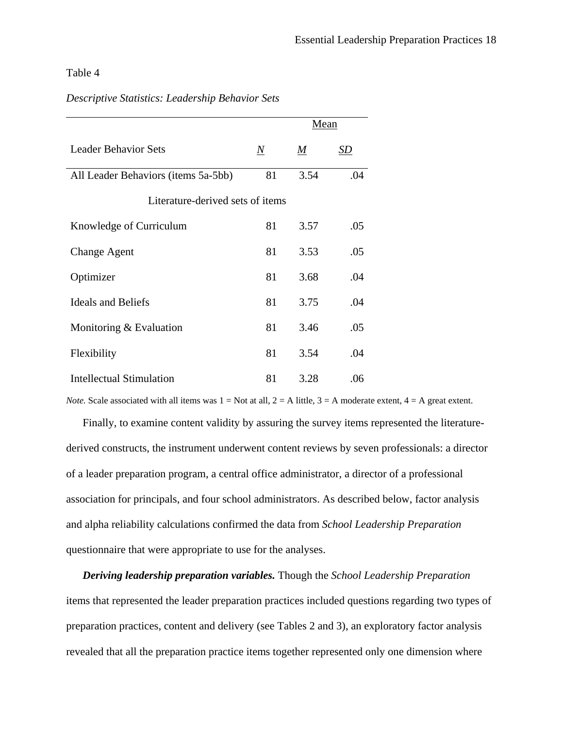Table 4

*Descriptive Statistics: Leadership Behavior Sets*

| | | Mean | |
|---|---|---|---|
| Leader Behavior Sets | *N* | *M* | *SD* |
| All Leader Behaviors (items 5a-5bb) | 81 | 3.54 | .04 |
| Literature-derived sets of items | | | |
| Knowledge of Curriculum | 81 | 3.57 | .05 |
| Change Agent | 81 | 3.53 | .05 |
| Optimizer | 81 | 3.68 | .04 |
| Ideals and Beliefs | 81 | 3.75 | .04 |
| Monitoring & Evaluation | 81 | 3.46 | .05 |
| Flexibility | 81 | 3.54 | .04 |
| Intellectual Stimulation | 81 | 3.28 | .06 |

*Note.* Scale associated with all items was 1 = Not at all, 2 = A little, 3 = A moderate extent, 4 = A great extent.

Finally, to examine content validity by assuring the survey items represented the literature-derived constructs, the instrument underwent content reviews by seven professionals: a director of a leader preparation program, a central office administrator, a director of a professional association for principals, and four school administrators. As described below, factor analysis and alpha reliability calculations confirmed the data from *School Leadership Preparation* questionnaire that were appropriate to use for the analyses.

***Deriving leadership preparation variables.*** Though the *School Leadership Preparation* items that represented the leader preparation practices included questions regarding two types of preparation practices, content and delivery (see Tables 2 and 3), an exploratory factor analysis revealed that all the preparation practice items together represented only one dimension where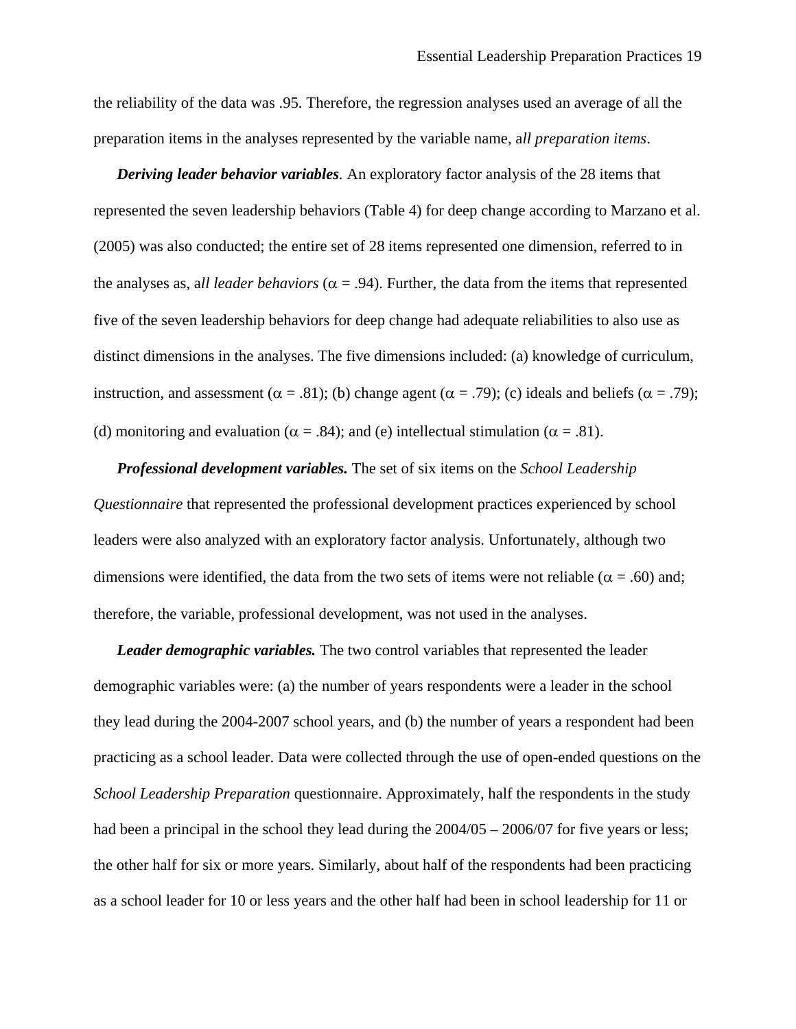the reliability of the data was .95. Therefore, the regression analyses used an average of all the preparation items in the analyses represented by the variable name, a*ll preparation items*.

***Deriving leader behavior variables***. An exploratory factor analysis of the 28 items that represented the seven leadership behaviors (Table 4) for deep change according to Marzano et al. (2005) was also conducted; the entire set of 28 items represented one dimension, referred to in the analyses as, a*ll leader behaviors* ($\alpha$ = .94). Further, the data from the items that represented five of the seven leadership behaviors for deep change had adequate reliabilities to also use as distinct dimensions in the analyses. The five dimensions included: (a) knowledge of curriculum, instruction, and assessment ($\alpha$ = .81); (b) change agent ($\alpha$ = .79); (c) ideals and beliefs ($\alpha$ = .79); (d) monitoring and evaluation ($\alpha$ = .84); and (e) intellectual stimulation ($\alpha$ = .81).

***Professional development variables.*** The set of six items on the *School Leadership Questionnaire* that represented the professional development practices experienced by school leaders were also analyzed with an exploratory factor analysis. Unfortunately, although two dimensions were identified, the data from the two sets of items were not reliable ($\alpha$ = .60) and; therefore, the variable, professional development, was not used in the analyses.

***Leader demographic variables.*** The two control variables that represented the leader demographic variables were: (a) the number of years respondents were a leader in the school they lead during the 2004-2007 school years, and (b) the number of years a respondent had been practicing as a school leader. Data were collected through the use of open-ended questions on the *School Leadership Preparation* questionnaire. Approximately, half the respondents in the study had been a principal in the school they lead during the 2004/05 – 2006/07 for five years or less; the other half for six or more years. Similarly, about half of the respondents had been practicing as a school leader for 10 or less years and the other half had been in school leadership for 11 or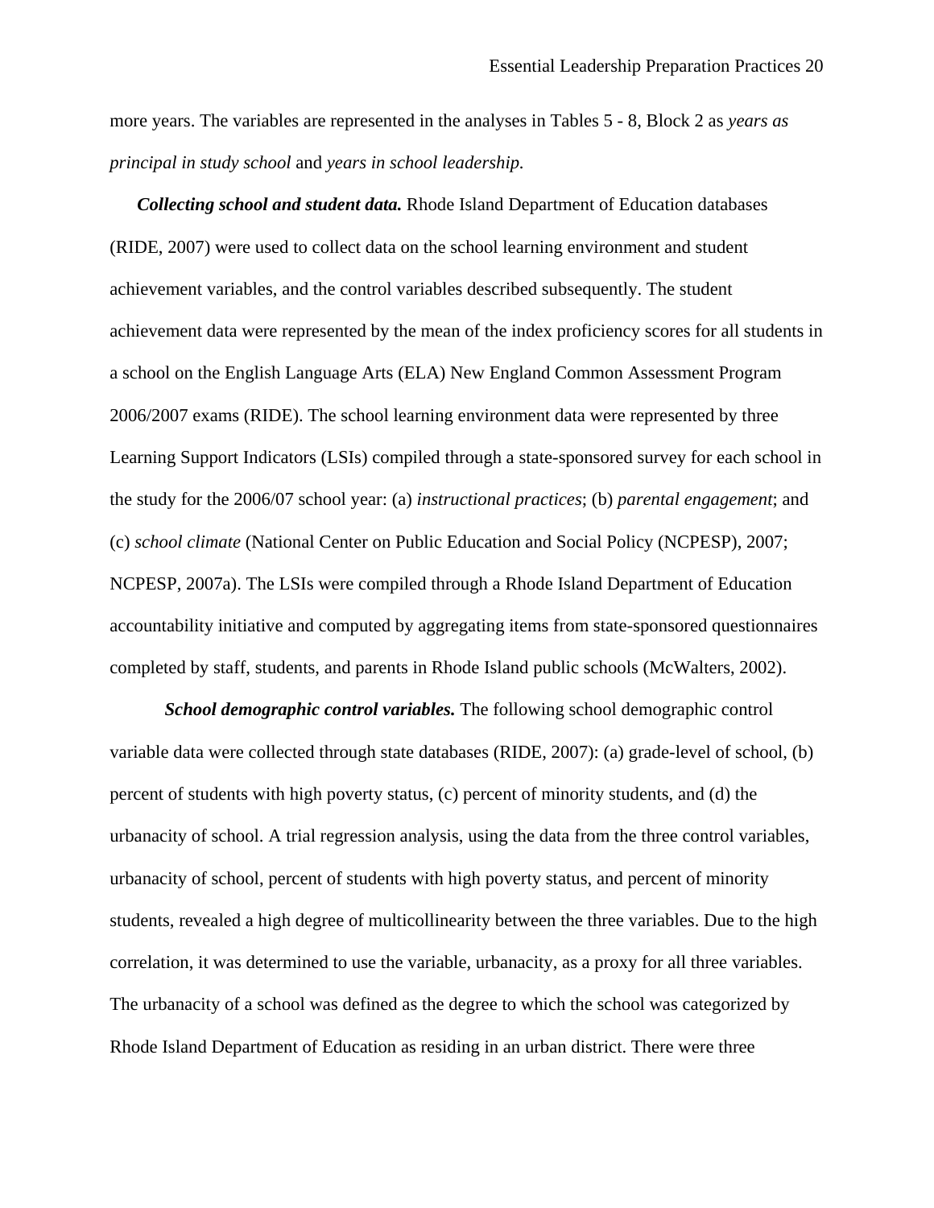more years. The variables are represented in the analyses in Tables 5 - 8, Block 2 as *years as principal in study school* and *years in school leadership.*

***Collecting school and student data.*** Rhode Island Department of Education databases (RIDE, 2007) were used to collect data on the school learning environment and student achievement variables, and the control variables described subsequently. The student achievement data were represented by the mean of the index proficiency scores for all students in a school on the English Language Arts (ELA) New England Common Assessment Program 2006/2007 exams (RIDE). The school learning environment data were represented by three Learning Support Indicators (LSIs) compiled through a state-sponsored survey for each school in the study for the 2006/07 school year: (a) *instructional practices*; (b) *parental engagement*; and (c) *school climate* (National Center on Public Education and Social Policy (NCPESP), 2007; NCPESP, 2007a). The LSIs were compiled through a Rhode Island Department of Education accountability initiative and computed by aggregating items from state-sponsored questionnaires completed by staff, students, and parents in Rhode Island public schools (McWalters, 2002).

***School demographic control variables.*** The following school demographic control variable data were collected through state databases (RIDE, 2007): (a) grade-level of school, (b) percent of students with high poverty status, (c) percent of minority students, and (d) the urbanacity of school. A trial regression analysis, using the data from the three control variables, urbanacity of school, percent of students with high poverty status, and percent of minority students, revealed a high degree of multicollinearity between the three variables. Due to the high correlation, it was determined to use the variable, urbanacity, as a proxy for all three variables. The urbanacity of a school was defined as the degree to which the school was categorized by Rhode Island Department of Education as residing in an urban district. There were three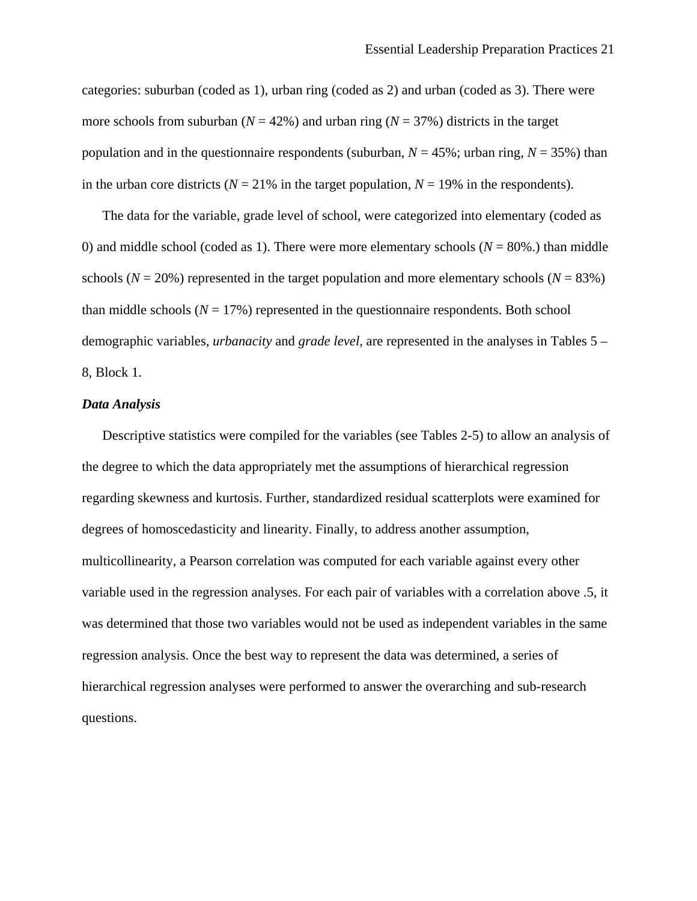categories: suburban (coded as 1), urban ring (coded as 2) and urban (coded as 3). There were more schools from suburban (*N* = 42%) and urban ring (*N* = 37%) districts in the target population and in the questionnaire respondents (suburban, *N* = 45%; urban ring, *N* = 35%) than in the urban core districts (*N* = 21% in the target population, *N* = 19% in the respondents).

The data for the variable, grade level of school, were categorized into elementary (coded as 0) and middle school (coded as 1). There were more elementary schools (*N* = 80%.) than middle schools (*N* = 20%) represented in the target population and more elementary schools (*N* = 83%) than middle schools (*N* = 17%) represented in the questionnaire respondents. Both school demographic variables, *urbanacity* and *grade level*, are represented in the analyses in Tables 5 – 8, Block 1.

### *Data Analysis*

Descriptive statistics were compiled for the variables (see Tables 2-5) to allow an analysis of the degree to which the data appropriately met the assumptions of hierarchical regression regarding skewness and kurtosis. Further, standardized residual scatterplots were examined for degrees of homoscedasticity and linearity. Finally, to address another assumption, multicollinearity, a Pearson correlation was computed for each variable against every other variable used in the regression analyses. For each pair of variables with a correlation above .5, it was determined that those two variables would not be used as independent variables in the same regression analysis. Once the best way to represent the data was determined, a series of hierarchical regression analyses were performed to answer the overarching and sub-research questions.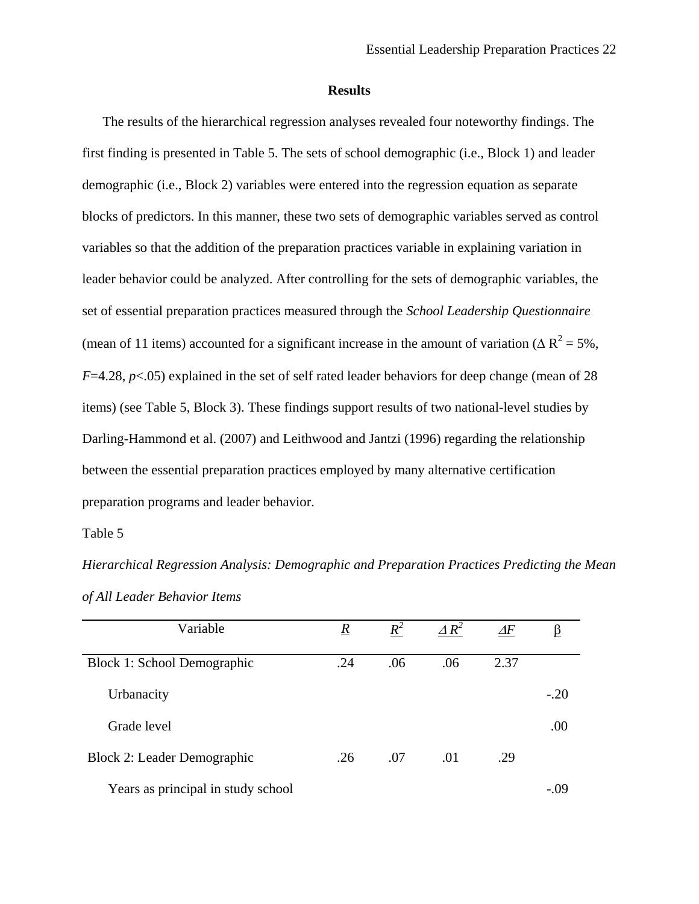## Results

The results of the hierarchical regression analyses revealed four noteworthy findings. The first finding is presented in Table 5. The sets of school demographic (i.e., Block 1) and leader demographic (i.e., Block 2) variables were entered into the regression equation as separate blocks of predictors. In this manner, these two sets of demographic variables served as control variables so that the addition of the preparation practices variable in explaining variation in leader behavior could be analyzed. After controlling for the sets of demographic variables, the set of essential preparation practices measured through the *School Leadership Questionnaire* (mean of 11 items) accounted for a significant increase in the amount of variation ($\Delta R^2 = 5\%$, $F=4.28$, $p<.05$) explained in the set of self rated leader behaviors for deep change (mean of 28 items) (see Table 5, Block 3). These findings support results of two national-level studies by Darling-Hammond et al. (2007) and Leithwood and Jantzi (1996) regarding the relationship between the essential preparation practices employed by many alternative certification preparation programs and leader behavior.

Table 5

*Hierarchical Regression Analysis: Demographic and Preparation Practices Predicting the Mean of All Leader Behavior Items*

| Variable | $R$ | $R^2$ | $\Delta R^2$ | $\Delta F$ | β |
|---|---|---|---|---|---|
| Block 1: School Demographic | .24 | .06 | .06 | 2.37 | |
| Urbanacity | | | | | -.20 |
| Grade level | | | | | .00 |
| Block 2: Leader Demographic | .26 | .07 | .01 | .29 | |
| Years as principal in study school | | | | | -.09 |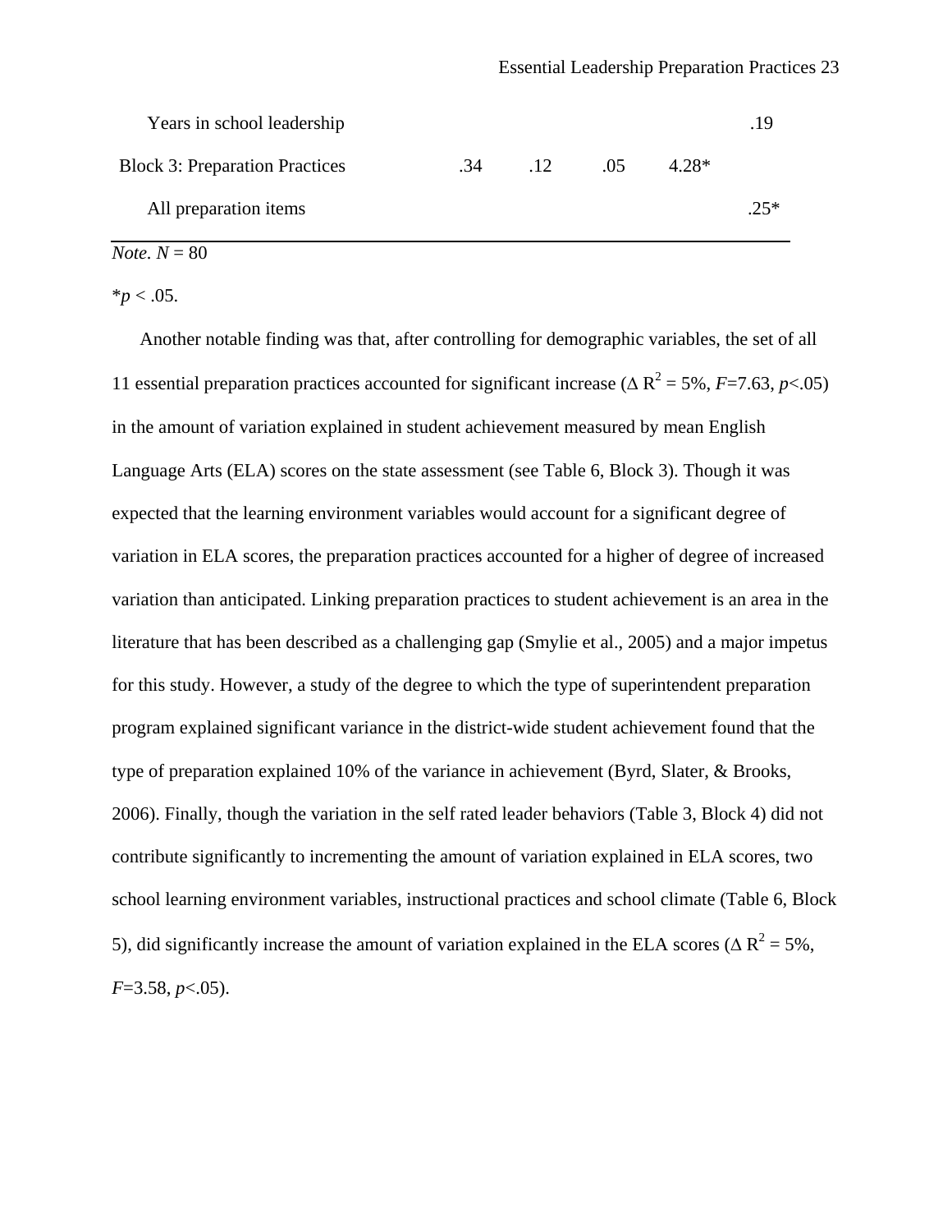| | | | | | |
|---|---|---|---|---|---|
| Years in school leadership | | | | | .19 |
| Block 3: Preparation Practices | .34 | .12 | .05 | 4.28* | |
| All preparation items | | | | | .25* |

*Note*. *N* = 80

\*$p < .05$.

Another notable finding was that, after controlling for demographic variables, the set of all 11 essential preparation practices accounted for significant increase ($\Delta R^2$ = 5%, $F$=7.63, $p$<.05) in the amount of variation explained in student achievement measured by mean English Language Arts (ELA) scores on the state assessment (see Table 6, Block 3). Though it was expected that the learning environment variables would account for a significant degree of variation in ELA scores, the preparation practices accounted for a higher of degree of increased variation than anticipated. Linking preparation practices to student achievement is an area in the literature that has been described as a challenging gap (Smylie et al., 2005) and a major impetus for this study. However, a study of the degree to which the type of superintendent preparation program explained significant variance in the district-wide student achievement found that the type of preparation explained 10% of the variance in achievement (Byrd, Slater, & Brooks, 2006). Finally, though the variation in the self rated leader behaviors (Table 3, Block 4) did not contribute significantly to incrementing the amount of variation explained in ELA scores, two school learning environment variables, instructional practices and school climate (Table 6, Block 5), did significantly increase the amount of variation explained in the ELA scores ($\Delta R^2$ = 5%, $F$=3.58, $p$<.05).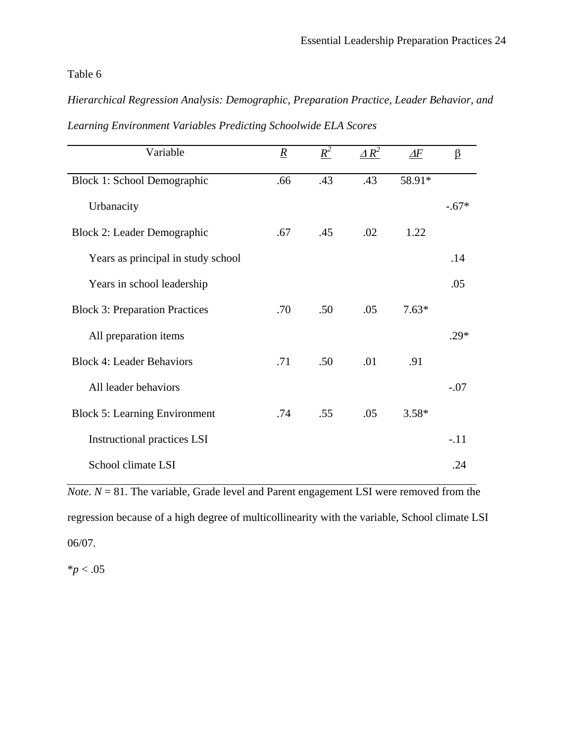Table 6

*Hierarchical Regression Analysis: Demographic, Preparation Practice, Leader Behavior, and Learning Environment Variables Predicting Schoolwide ELA Scores*

| Variable | $R$ | $R^2$ | $\Delta R^2$ | $\Delta F$ | β |
|---|---|---|---|---|---|
| Block 1: School Demographic | .66 | .43 | .43 | 58.91* | |
| Urbanacity | | | | | -.67* |
| Block 2: Leader Demographic | .67 | .45 | .02 | 1.22 | |
| Years as principal in study school | | | | | .14 |
| Years in school leadership | | | | | .05 |
| Block 3: Preparation Practices | .70 | .50 | .05 | 7.63* | |
| All preparation items | | | | | .29* |
| Block 4: Leader Behaviors | .71 | .50 | .01 | .91 | |
| All leader behaviors | | | | | -.07 |
| Block 5: Learning Environment | .74 | .55 | .05 | 3.58* | |
| Instructional practices LSI | | | | | -.11 |
| School climate LSI | | | | | .24 |

*Note.* $N = 81$. The variable, Grade level and Parent engagement LSI were removed from the regression because of a high degree of multicollinearity with the variable, School climate LSI 06/07.

*$p < .05$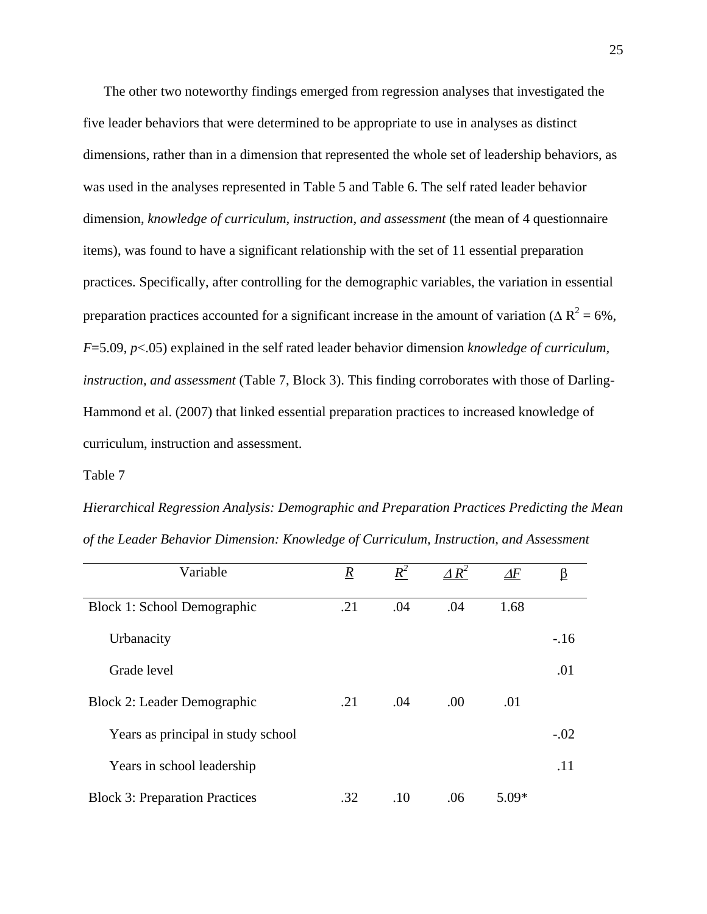The other two noteworthy findings emerged from regression analyses that investigated the five leader behaviors that were determined to be appropriate to use in analyses as distinct dimensions, rather than in a dimension that represented the whole set of leadership behaviors, as was used in the analyses represented in Table 5 and Table 6. The self rated leader behavior dimension, *knowledge of curriculum, instruction, and assessment* (the mean of 4 questionnaire items), was found to have a significant relationship with the set of 11 essential preparation practices. Specifically, after controlling for the demographic variables, the variation in essential preparation practices accounted for a significant increase in the amount of variation ($\Delta R^2 = 6\%$, $F$=5.09, $p$<.05) explained in the self rated leader behavior dimension *knowledge of curriculum, instruction, and assessment* (Table 7, Block 3). This finding corroborates with those of Darling-Hammond et al. (2007) that linked essential preparation practices to increased knowledge of curriculum, instruction and assessment.

Table 7

*Hierarchical Regression Analysis: Demographic and Preparation Practices Predicting the Mean of the Leader Behavior Dimension: Knowledge of Curriculum, Instruction, and Assessment*

| Variable | $R$ | $R^2$ | $\Delta R^2$ | $\Delta F$ | β |
|---|---|---|---|---|---|
| Block 1: School Demographic | .21 | .04 | .04 | 1.68 | |
| Urbanacity | | | | | -.16 |
| Grade level | | | | | .01 |
| Block 2: Leader Demographic | .21 | .04 | .00 | .01 | |
| Years as principal in study school | | | | | -.02 |
| Years in school leadership | | | | | .11 |
| Block 3: Preparation Practices | .32 | .10 | .06 | 5.09* | |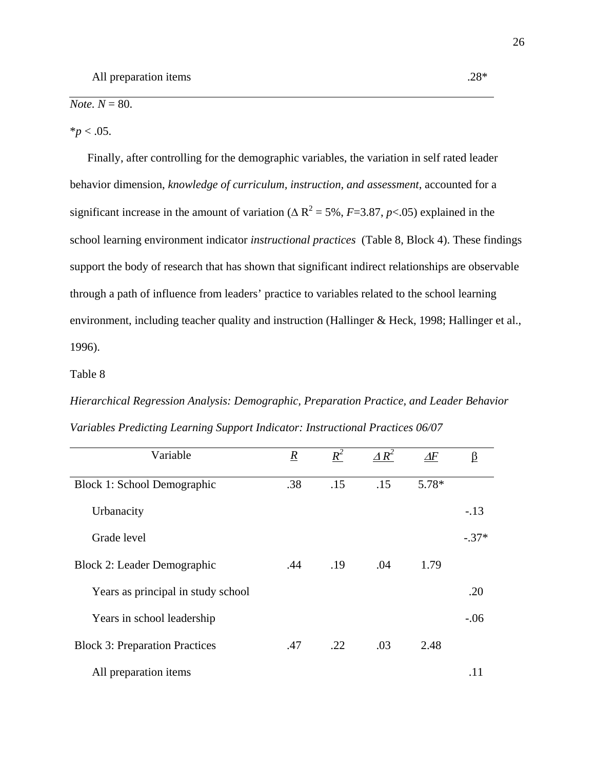| | | | | | |
|---|---|---|---|---|---|
| All preparation items | | | | | .28* |

*Note*. *N* = 80.

**p* < .05.

Finally, after controlling for the demographic variables, the variation in self rated leader behavior dimension, *knowledge of curriculum, instruction, and assessment*, accounted for a significant increase in the amount of variation ($\Delta R^2 = 5\%$, $F$=3.87, $p$<.05) explained in the school learning environment indicator *instructional practices* (Table 8, Block 4). These findings support the body of research that has shown that significant indirect relationships are observable through a path of influence from leaders' practice to variables related to the school learning environment, including teacher quality and instruction (Hallinger & Heck, 1998; Hallinger et al., 1996).

Table 8

*Hierarchical Regression Analysis: Demographic, Preparation Practice, and Leader Behavior Variables Predicting Learning Support Indicator: Instructional Practices 06/07*

| Variable | $R$ | $R^2$ | $\Delta R^2$ | $\Delta F$ | β |
|---|---|---|---|---|---|
| Block 1: School Demographic | .38 | .15 | .15 | 5.78* | |
| Urbanacity | | | | | -.13 |
| Grade level | | | | | -.37* |
| Block 2: Leader Demographic | .44 | .19 | .04 | 1.79 | |
| Years as principal in study school | | | | | .20 |
| Years in school leadership | | | | | -.06 |
| Block 3: Preparation Practices | .47 | .22 | .03 | 2.48 | |
| All preparation items | | | | | .11 |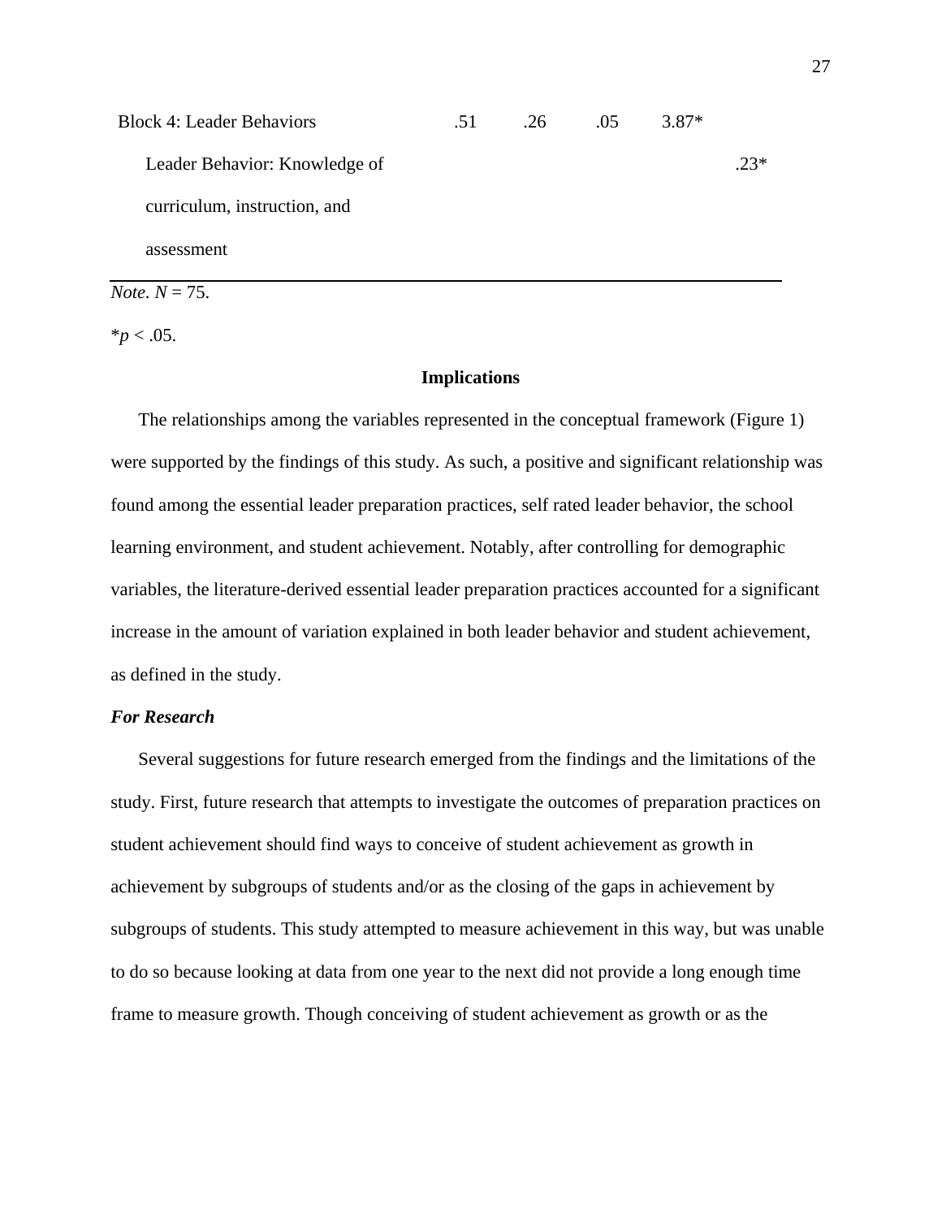| | | | | | |
|---|---|---|---|---|---|
| Block 4: Leader Behaviors | .51 | .26 | .05 | 3.87* | |
| Leader Behavior: Knowledge of curriculum, instruction, and assessment | | | | | .23* |

*Note*. $N$ = 75.

*$p$ < .05.

## Implications

The relationships among the variables represented in the conceptual framework (Figure 1) were supported by the findings of this study. As such, a positive and significant relationship was found among the essential leader preparation practices, self rated leader behavior, the school learning environment, and student achievement. Notably, after controlling for demographic variables, the literature-derived essential leader preparation practices accounted for a significant increase in the amount of variation explained in both leader behavior and student achievement, as defined in the study.

### *For Research*

Several suggestions for future research emerged from the findings and the limitations of the study. First, future research that attempts to investigate the outcomes of preparation practices on student achievement should find ways to conceive of student achievement as growth in achievement by subgroups of students and/or as the closing of the gaps in achievement by subgroups of students. This study attempted to measure achievement in this way, but was unable to do so because looking at data from one year to the next did not provide a long enough time frame to measure growth. Though conceiving of student achievement as growth or as the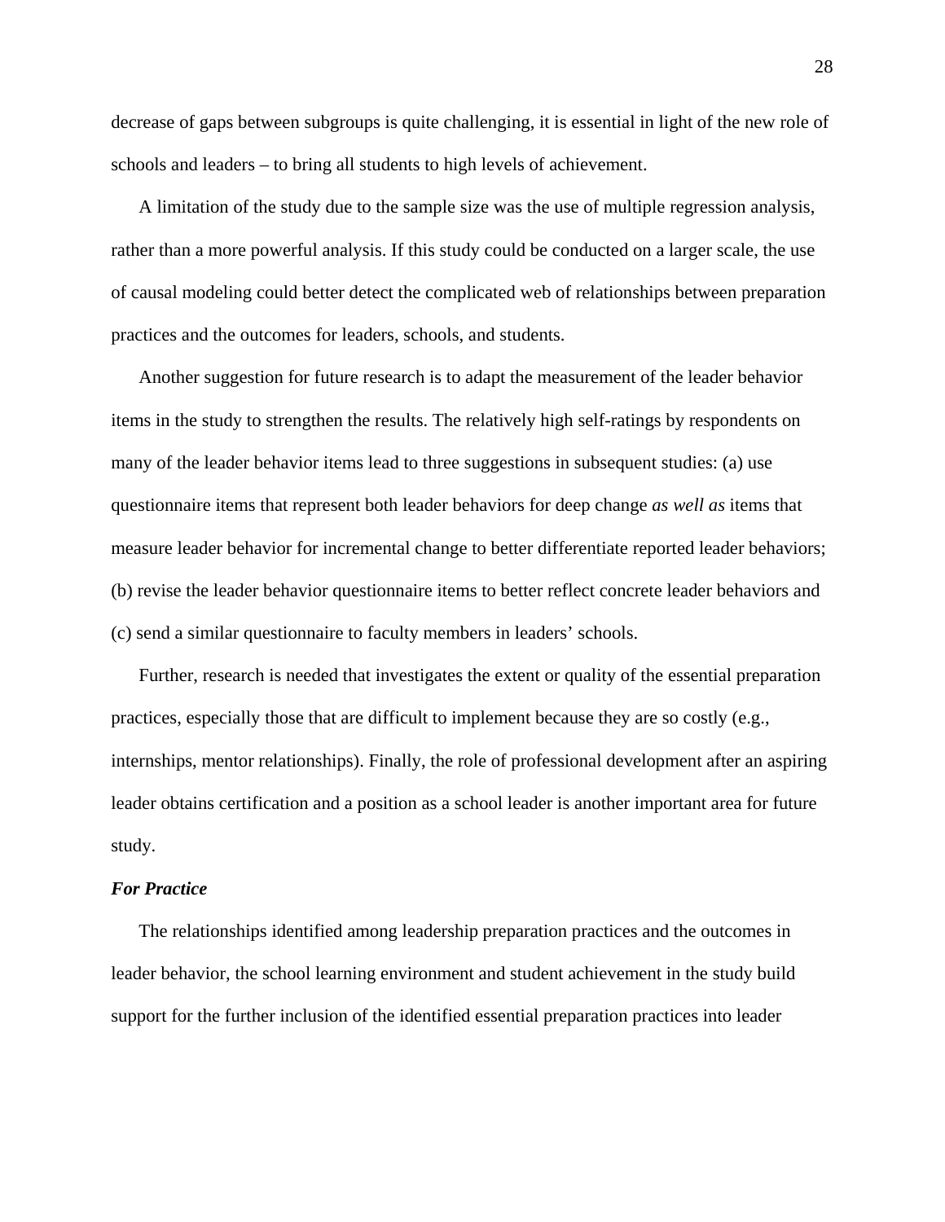decrease of gaps between subgroups is quite challenging, it is essential in light of the new role of schools and leaders – to bring all students to high levels of achievement.

A limitation of the study due to the sample size was the use of multiple regression analysis, rather than a more powerful analysis. If this study could be conducted on a larger scale, the use of causal modeling could better detect the complicated web of relationships between preparation practices and the outcomes for leaders, schools, and students.

Another suggestion for future research is to adapt the measurement of the leader behavior items in the study to strengthen the results. The relatively high self-ratings by respondents on many of the leader behavior items lead to three suggestions in subsequent studies: (a) use questionnaire items that represent both leader behaviors for deep change *as well as* items that measure leader behavior for incremental change to better differentiate reported leader behaviors; (b) revise the leader behavior questionnaire items to better reflect concrete leader behaviors and (c) send a similar questionnaire to faculty members in leaders' schools.

Further, research is needed that investigates the extent or quality of the essential preparation practices, especially those that are difficult to implement because they are so costly (e.g., internships, mentor relationships). Finally, the role of professional development after an aspiring leader obtains certification and a position as a school leader is another important area for future study.

### *For Practice*

The relationships identified among leadership preparation practices and the outcomes in leader behavior, the school learning environment and student achievement in the study build support for the further inclusion of the identified essential preparation practices into leader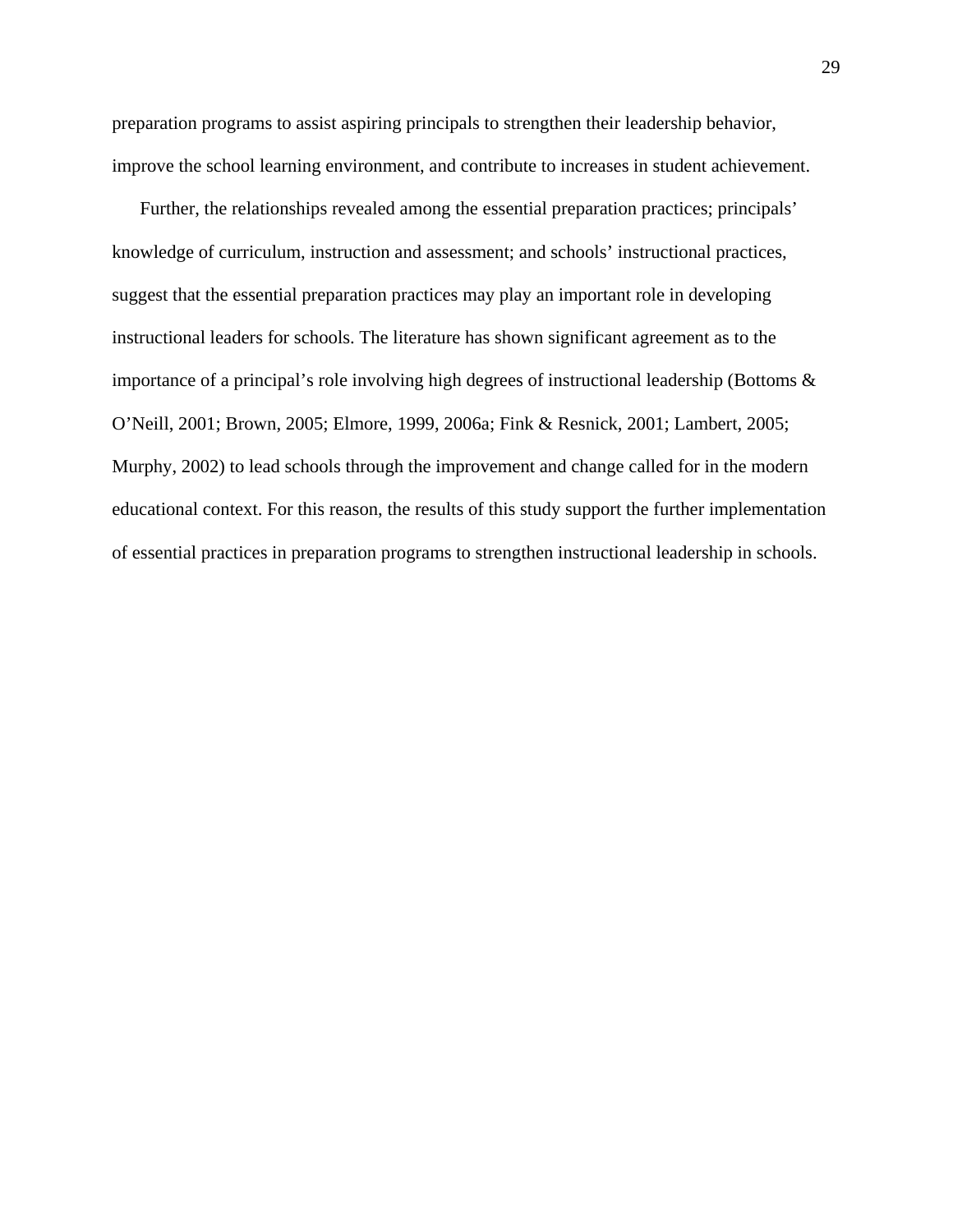preparation programs to assist aspiring principals to strengthen their leadership behavior, improve the school learning environment, and contribute to increases in student achievement.

Further, the relationships revealed among the essential preparation practices; principals' knowledge of curriculum, instruction and assessment; and schools' instructional practices, suggest that the essential preparation practices may play an important role in developing instructional leaders for schools. The literature has shown significant agreement as to the importance of a principal's role involving high degrees of instructional leadership (Bottoms & O'Neill, 2001; Brown, 2005; Elmore, 1999, 2006a; Fink & Resnick, 2001; Lambert, 2005; Murphy, 2002) to lead schools through the improvement and change called for in the modern educational context. For this reason, the results of this study support the further implementation of essential practices in preparation programs to strengthen instructional leadership in schools.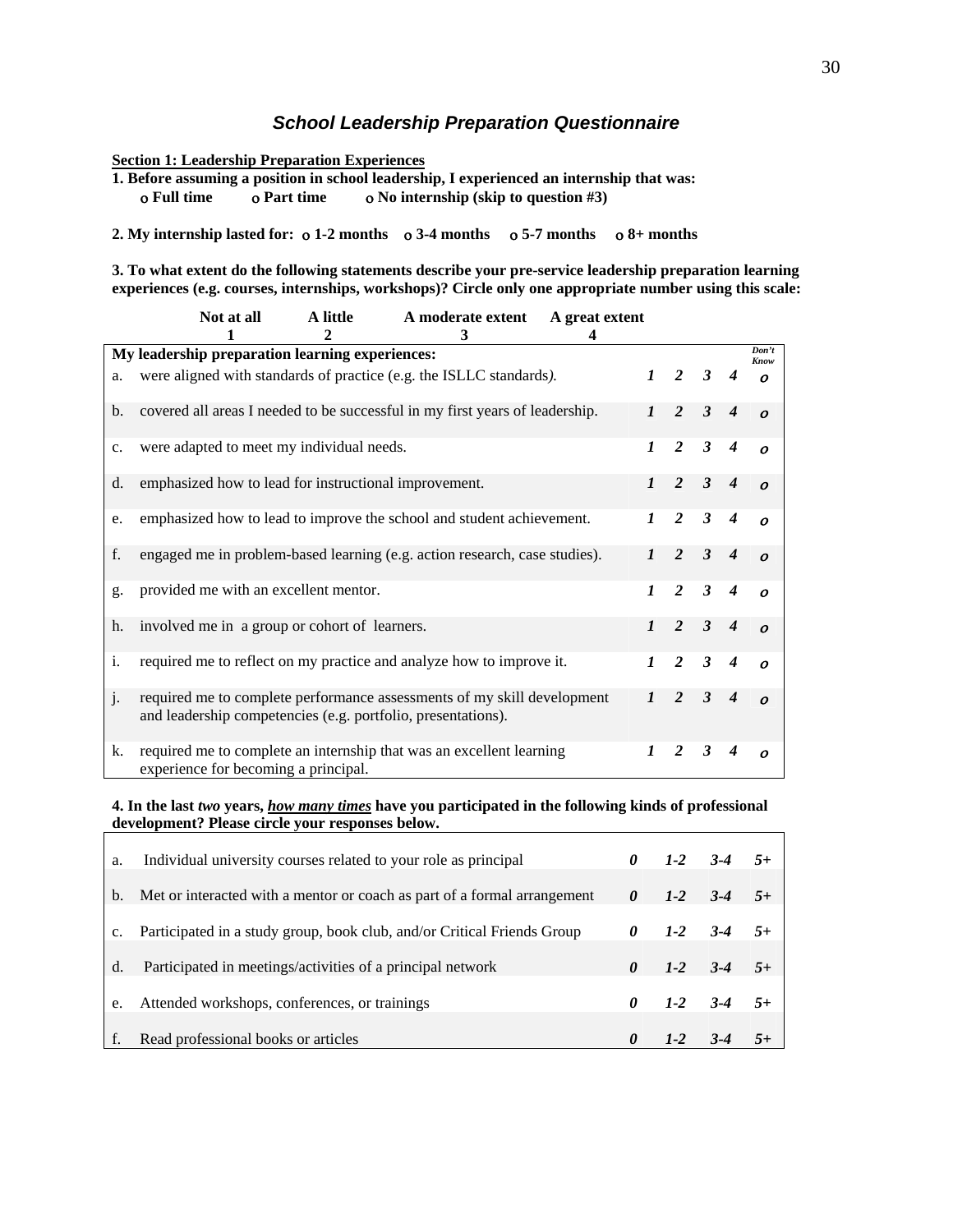## *School Leadership Preparation Questionnaire*

**Section 1: Leadership Preparation Experiences**

**1. Before assuming a position in school leadership, I experienced an internship that was:**

o **Full time** o **Part time** o **No internship (skip to question #3)**

**2. My internship lasted for:** o **1-2 months** o **3-4 months** o **5-7 months** o **8+ months**

**3. To what extent do the following statements describe your pre-service leadership preparation learning experiences (e.g. courses, internships, workshops)? Circle only one appropriate number using this scale:**

| Not at all | A little | A moderate extent | A great extent |
|---|---|---|---|
| 1 | 2 | 3 | 4 |

| | **My leadership preparation learning experiences:** | | | | | *Don't Know* |
|---|---|---|---|---|---|---|
| a. | were aligned with standards of practice (e.g. the ISLLC standards). | *1* | *2* | *3* | *4* | *o* |
| b. | covered all areas I needed to be successful in my first years of leadership. | *1* | *2* | *3* | *4* | *o* |
| c. | were adapted to meet my individual needs. | *1* | *2* | *3* | *4* | *o* |
| d. | emphasized how to lead for instructional improvement. | *1* | *2* | *3* | *4* | *o* |
| e. | emphasized how to lead to improve the school and student achievement. | *1* | *2* | *3* | *4* | *o* |
| f. | engaged me in problem-based learning (e.g. action research, case studies). | *1* | *2* | *3* | *4* | *o* |
| g. | provided me with an excellent mentor. | *1* | *2* | *3* | *4* | *o* |
| h. | involved me in a group or cohort of learners. | *1* | *2* | *3* | *4* | *o* |
| i. | required me to reflect on my practice and analyze how to improve it. | *1* | *2* | *3* | *4* | *o* |
| j. | required me to complete performance assessments of my skill development and leadership competencies (e.g. portfolio, presentations). | *1* | *2* | *3* | *4* | *o* |
| k. | required me to complete an internship that was an excellent learning experience for becoming a principal. | *1* | *2* | *3* | *4* | *o* |

**4. In the last *two* years, *how many times* have you participated in the following kinds of professional development? Please circle your responses below.**

| | | | | | |
|---|---|---|---|---|---|
| a. | Individual university courses related to your role as principal | *0* | *1-2* | *3-4* | *5+* |
| b. | Met or interacted with a mentor or coach as part of a formal arrangement | *0* | *1-2* | *3-4* | *5+* |
| c. | Participated in a study group, book club, and/or Critical Friends Group | *0* | *1-2* | *3-4* | *5+* |
| d. | Participated in meetings/activities of a principal network | *0* | *1-2* | *3-4* | *5+* |
| e. | Attended workshops, conferences, or trainings | *0* | *1-2* | *3-4* | *5+* |
| f. | Read professional books or articles | *0* | *1-2* | *3-4* | *5+* |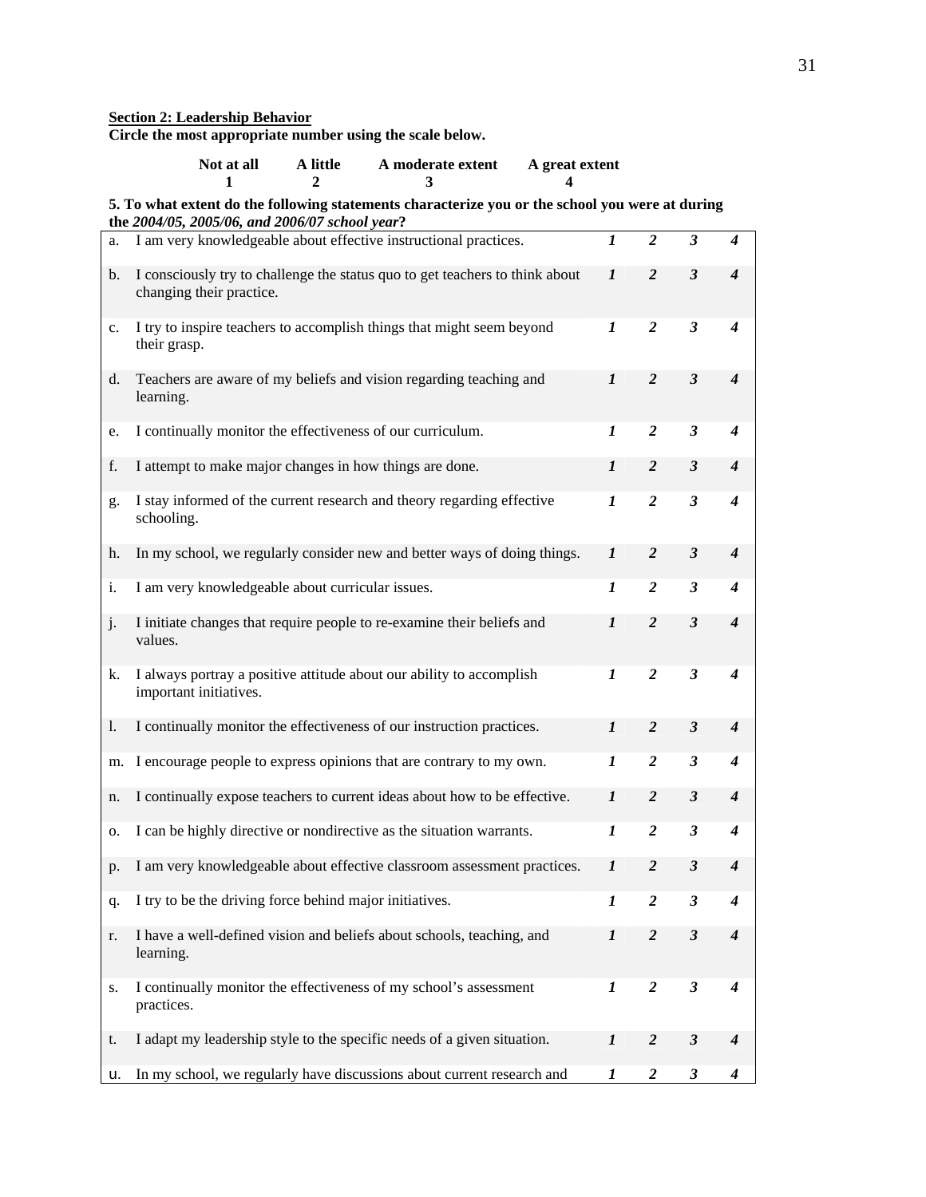**<u>Section 2: Leadership Behavior</u>**
**Circle the most appropriate number using the scale below.**

| Not at all | A little | A moderate extent | A great extent |
|---|---|---|---|
| 1 | 2 | 3 | 4 |

**5. To what extent do the following statements characterize you or the school you were at during the *2004/05, 2005/06, and 2006/07 school year*?**

| | | | | | |
|---|---|---|---|---|---|
| a. | I am very knowledgeable about effective instructional practices. | ***1*** | ***2*** | ***3*** | ***4*** |
| b. | I consciously try to challenge the status quo to get teachers to think about changing their practice. | ***1*** | ***2*** | ***3*** | ***4*** |
| c. | I try to inspire teachers to accomplish things that might seem beyond their grasp. | ***1*** | ***2*** | ***3*** | ***4*** |
| d. | Teachers are aware of my beliefs and vision regarding teaching and learning. | ***1*** | ***2*** | ***3*** | ***4*** |
| e. | I continually monitor the effectiveness of our curriculum. | ***1*** | ***2*** | ***3*** | ***4*** |
| f. | I attempt to make major changes in how things are done. | ***1*** | ***2*** | ***3*** | ***4*** |
| g. | I stay informed of the current research and theory regarding effective schooling. | ***1*** | ***2*** | ***3*** | ***4*** |
| h. | In my school, we regularly consider new and better ways of doing things. | ***1*** | ***2*** | ***3*** | ***4*** |
| i. | I am very knowledgeable about curricular issues. | ***1*** | ***2*** | ***3*** | ***4*** |
| j. | I initiate changes that require people to re-examine their beliefs and values. | ***1*** | ***2*** | ***3*** | ***4*** |
| k. | I always portray a positive attitude about our ability to accomplish important initiatives. | ***1*** | ***2*** | ***3*** | ***4*** |
| l. | I continually monitor the effectiveness of our instruction practices. | ***1*** | ***2*** | ***3*** | ***4*** |
| m. | I encourage people to express opinions that are contrary to my own. | ***1*** | ***2*** | ***3*** | ***4*** |
| n. | I continually expose teachers to current ideas about how to be effective. | ***1*** | ***2*** | ***3*** | ***4*** |
| o. | I can be highly directive or nondirective as the situation warrants. | ***1*** | ***2*** | ***3*** | ***4*** |
| p. | I am very knowledgeable about effective classroom assessment practices. | ***1*** | ***2*** | ***3*** | ***4*** |
| q. | I try to be the driving force behind major initiatives. | ***1*** | ***2*** | ***3*** | ***4*** |
| r. | I have a well-defined vision and beliefs about schools, teaching, and learning. | ***1*** | ***2*** | ***3*** | ***4*** |
| s. | I continually monitor the effectiveness of my school's assessment practices. | ***1*** | ***2*** | ***3*** | ***4*** |
| t. | I adapt my leadership style to the specific needs of a given situation. | ***1*** | ***2*** | ***3*** | ***4*** |
| u. | In my school, we regularly have discussions about current research and | ***1*** | ***2*** | ***3*** | ***4*** |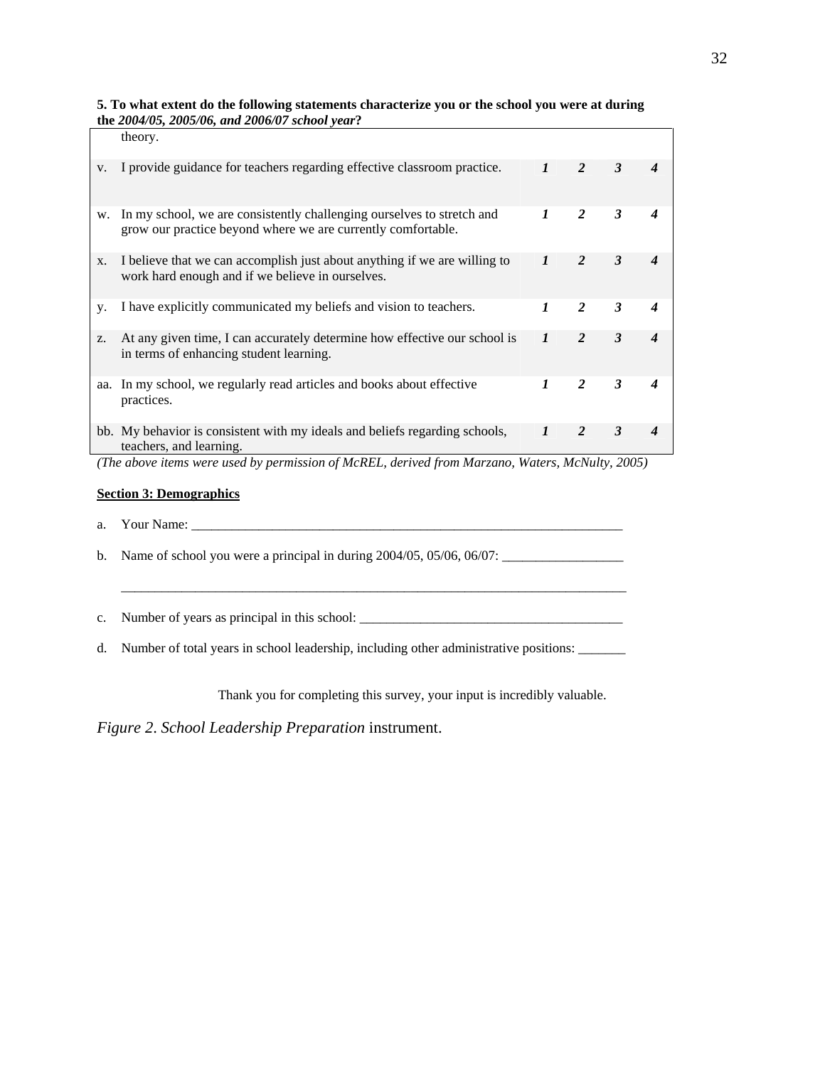**5. To what extent do the following statements characterize you or the school you were at during the *2004/05, 2005/06, and 2006/07 school year*?**

| | | | | | |
|---|---|---|---|---|---|
| | theory. | | | | |
| v. | I provide guidance for teachers regarding effective classroom practice. | ***1*** | ***2*** | ***3*** | ***4*** |
| w. | In my school, we are consistently challenging ourselves to stretch and grow our practice beyond where we are currently comfortable. | ***1*** | ***2*** | ***3*** | ***4*** |
| x. | I believe that we can accomplish just about anything if we are willing to work hard enough and if we believe in ourselves. | ***1*** | ***2*** | ***3*** | ***4*** |
| y. | I have explicitly communicated my beliefs and vision to teachers. | ***1*** | ***2*** | ***3*** | ***4*** |
| z. | At any given time, I can accurately determine how effective our school is in terms of enhancing student learning. | ***1*** | ***2*** | ***3*** | ***4*** |
| aa. | In my school, we regularly read articles and books about effective practices. | ***1*** | ***2*** | ***3*** | ***4*** |
| bb. | My behavior is consistent with my ideals and beliefs regarding schools, teachers, and learning. | ***1*** | ***2*** | ***3*** | ***4*** |

*(The above items were used by permission of McREL, derived from Marzano, Waters, McNulty, 2005)*

**<u>Section 3: Demographics</u>**

a. Your Name: ___________________________________________________________________

b. Name of school you were a principal in during 2004/05, 05/06, 06/07: __________________

___________________________________________________________________________

c. Number of years as principal in this school: ______________________________________

d. Number of total years in school leadership, including other administrative positions: _______

Thank you for completing this survey, your input is incredibly valuable.

*Figure 2. School Leadership Preparation* instrument.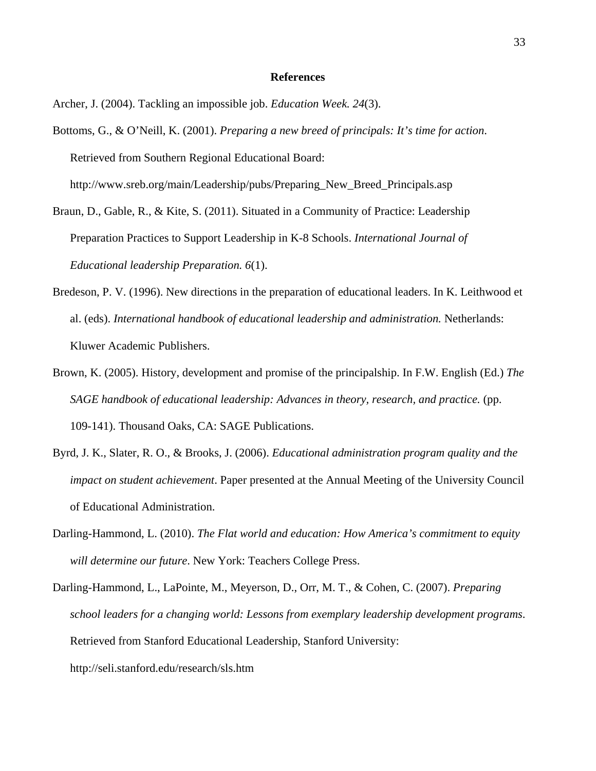## References

Archer, J. (2004). Tackling an impossible job. *Education Week. 24*(3).

Bottoms, G., & O'Neill, K. (2001). *Preparing a new breed of principals: It's time for action*. Retrieved from Southern Regional Educational Board: http://www.sreb.org/main/Leadership/pubs/Preparing_New_Breed_Principals.asp

Braun, D., Gable, R., & Kite, S. (2011). Situated in a Community of Practice: Leadership Preparation Practices to Support Leadership in K-8 Schools. *International Journal of Educational leadership Preparation. 6*(1).

Bredeson, P. V. (1996). New directions in the preparation of educational leaders. In K. Leithwood et al. (eds). *International handbook of educational leadership and administration.* Netherlands: Kluwer Academic Publishers.

Brown, K. (2005). History, development and promise of the principalship. In F.W. English (Ed.) *The SAGE handbook of educational leadership: Advances in theory, research, and practice.* (pp. 109-141). Thousand Oaks, CA: SAGE Publications.

Byrd, J. K., Slater, R. O., & Brooks, J. (2006). *Educational administration program quality and the impact on student achievement*. Paper presented at the Annual Meeting of the University Council of Educational Administration.

Darling-Hammond, L. (2010). *The Flat world and education: How America's commitment to equity will determine our future*. New York: Teachers College Press.

Darling-Hammond, L., LaPointe, M., Meyerson, D., Orr, M. T., & Cohen, C. (2007). *Preparing school leaders for a changing world: Lessons from exemplary leadership development programs*. Retrieved from Stanford Educational Leadership, Stanford University: http://seli.stanford.edu/research/sls.htm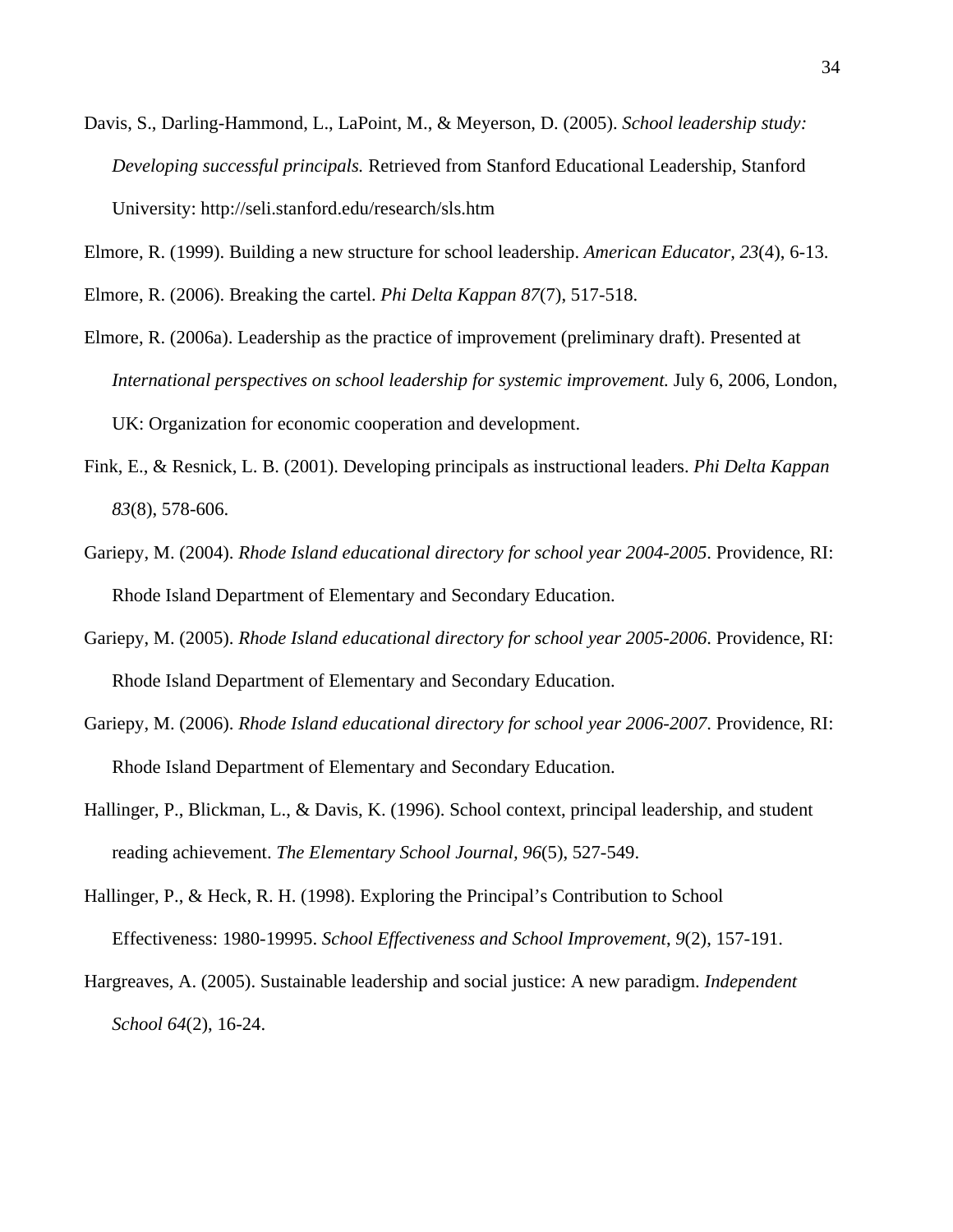Davis, S., Darling-Hammond, L., LaPoint, M., & Meyerson, D. (2005). *School leadership study: Developing successful principals.* Retrieved from Stanford Educational Leadership, Stanford University: http://seli.stanford.edu/research/sls.htm

Elmore, R. (1999). Building a new structure for school leadership. *American Educator, 23*(4), 6-13.

Elmore, R. (2006). Breaking the cartel. *Phi Delta Kappan 87*(7), 517-518.

Elmore, R. (2006a). Leadership as the practice of improvement (preliminary draft). Presented at *International perspectives on school leadership for systemic improvement.* July 6, 2006, London, UK: Organization for economic cooperation and development.

Fink, E., & Resnick, L. B. (2001). Developing principals as instructional leaders. *Phi Delta Kappan 83*(8), 578-606.

Gariepy, M. (2004). *Rhode Island educational directory for school year 2004-2005*. Providence, RI: Rhode Island Department of Elementary and Secondary Education.

Gariepy, M. (2005). *Rhode Island educational directory for school year 2005-2006*. Providence, RI: Rhode Island Department of Elementary and Secondary Education.

Gariepy, M. (2006). *Rhode Island educational directory for school year 2006-2007*. Providence, RI: Rhode Island Department of Elementary and Secondary Education.

Hallinger, P., Blickman, L., & Davis, K. (1996). School context, principal leadership, and student reading achievement. *The Elementary School Journal, 96*(5), 527-549.

Hallinger, P., & Heck, R. H. (1998). Exploring the Principal's Contribution to School Effectiveness: 1980-19995. *School Effectiveness and School Improvement*, *9*(2), 157-191.

Hargreaves, A. (2005). Sustainable leadership and social justice: A new paradigm. *Independent School 64*(2), 16-24.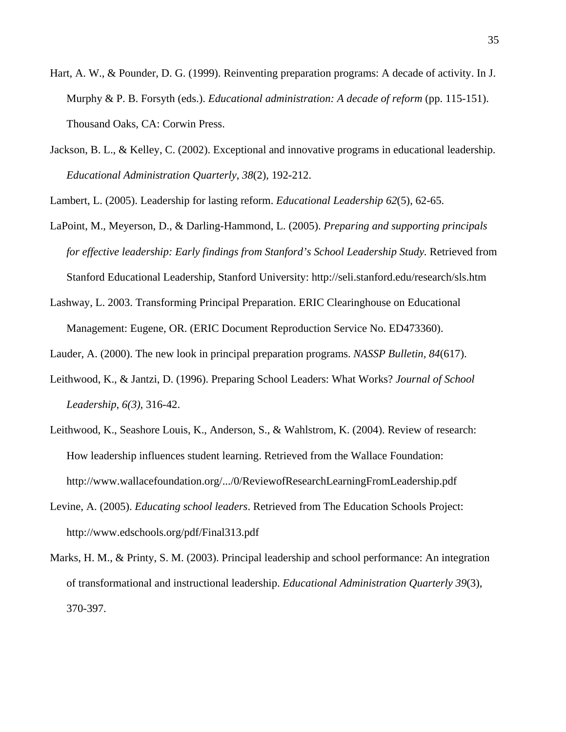Hart, A. W., & Pounder, D. G. (1999). Reinventing preparation programs: A decade of activity. In J. Murphy & P. B. Forsyth (eds.). *Educational administration: A decade of reform* (pp. 115-151). Thousand Oaks, CA: Corwin Press.

Jackson, B. L., & Kelley, C. (2002). Exceptional and innovative programs in educational leadership. *Educational Administration Quarterly*, *38*(2), 192-212.

Lambert, L. (2005). Leadership for lasting reform. *Educational Leadership 62*(5), 62-65.

LaPoint, M., Meyerson, D., & Darling-Hammond, L. (2005). *Preparing and supporting principals for effective leadership: Early findings from Stanford's School Leadership Study.* Retrieved from Stanford Educational Leadership, Stanford University: http://seli.stanford.edu/research/sls.htm

Lashway, L. 2003. Transforming Principal Preparation. ERIC Clearinghouse on Educational Management: Eugene, OR. (ERIC Document Reproduction Service No. ED473360).

Lauder, A. (2000). The new look in principal preparation programs. *NASSP Bulletin, 84*(617).

Leithwood, K., & Jantzi, D. (1996). Preparing School Leaders: What Works? *Journal of School Leadership*, *6(3)*, 316-42.

Leithwood, K., Seashore Louis, K., Anderson, S., & Wahlstrom, K. (2004). Review of research: How leadership influences student learning. Retrieved from the Wallace Foundation: http://www.wallacefoundation.org/.../0/ReviewofResearchLearningFromLeadership.pdf

Levine, A. (2005). *Educating school leaders*. Retrieved from The Education Schools Project: http://www.edschools.org/pdf/Final313.pdf

Marks, H. M., & Printy, S. M. (2003). Principal leadership and school performance: An integration of transformational and instructional leadership. *Educational Administration Quarterly 39*(3), 370-397.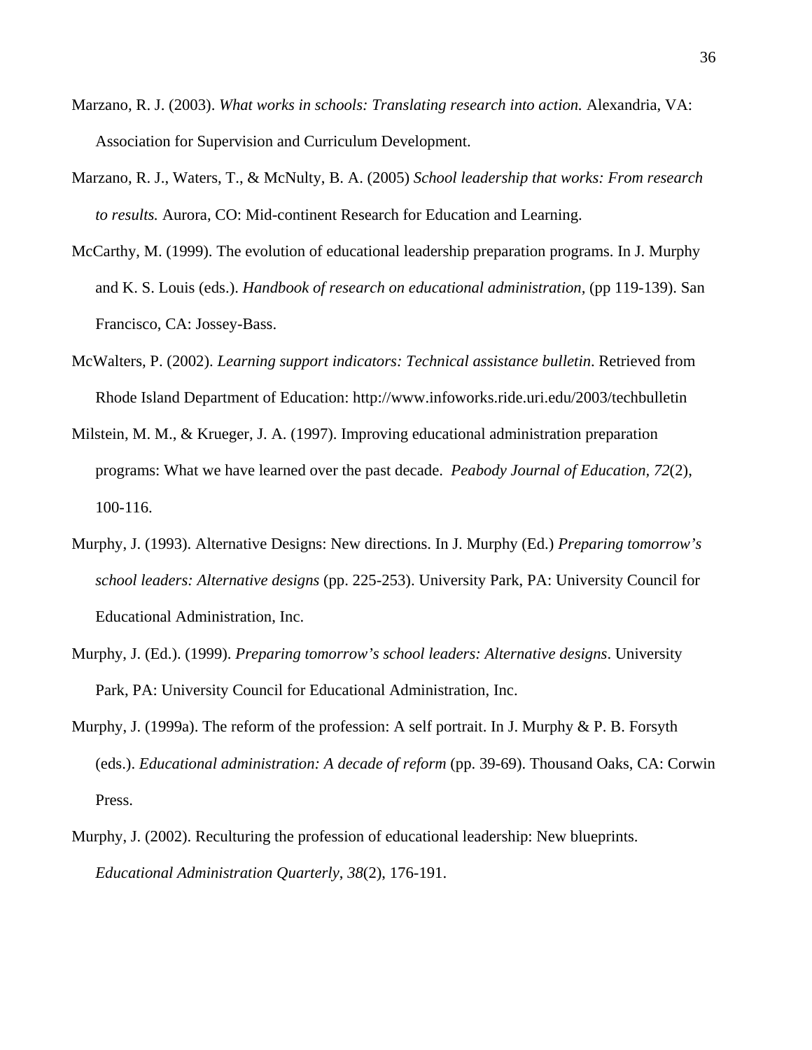Marzano, R. J. (2003). *What works in schools: Translating research into action.* Alexandria, VA: Association for Supervision and Curriculum Development.

Marzano, R. J., Waters, T., & McNulty, B. A. (2005) *School leadership that works: From research to results.* Aurora, CO: Mid-continent Research for Education and Learning.

McCarthy, M. (1999). The evolution of educational leadership preparation programs. In J. Murphy and K. S. Louis (eds.). *Handbook of research on educational administration,* (pp 119-139). San Francisco, CA: Jossey-Bass.

McWalters, P. (2002). *Learning support indicators: Technical assistance bulletin*. Retrieved from Rhode Island Department of Education: http://www.infoworks.ride.uri.edu/2003/techbulletin

Milstein, M. M., & Krueger, J. A. (1997). Improving educational administration preparation programs: What we have learned over the past decade. *Peabody Journal of Education, 72*(2), 100-116.

Murphy, J. (1993). Alternative Designs: New directions. In J. Murphy (Ed.) *Preparing tomorrow's school leaders: Alternative designs* (pp. 225-253). University Park, PA: University Council for Educational Administration, Inc.

Murphy, J. (Ed.). (1999). *Preparing tomorrow's school leaders: Alternative designs*. University Park, PA: University Council for Educational Administration, Inc.

Murphy, J. (1999a). The reform of the profession: A self portrait. In J. Murphy & P. B. Forsyth (eds.). *Educational administration: A decade of reform* (pp. 39-69). Thousand Oaks, CA: Corwin Press.

Murphy, J. (2002). Reculturing the profession of educational leadership: New blueprints. *Educational Administration Quarterly, 38*(2), 176-191.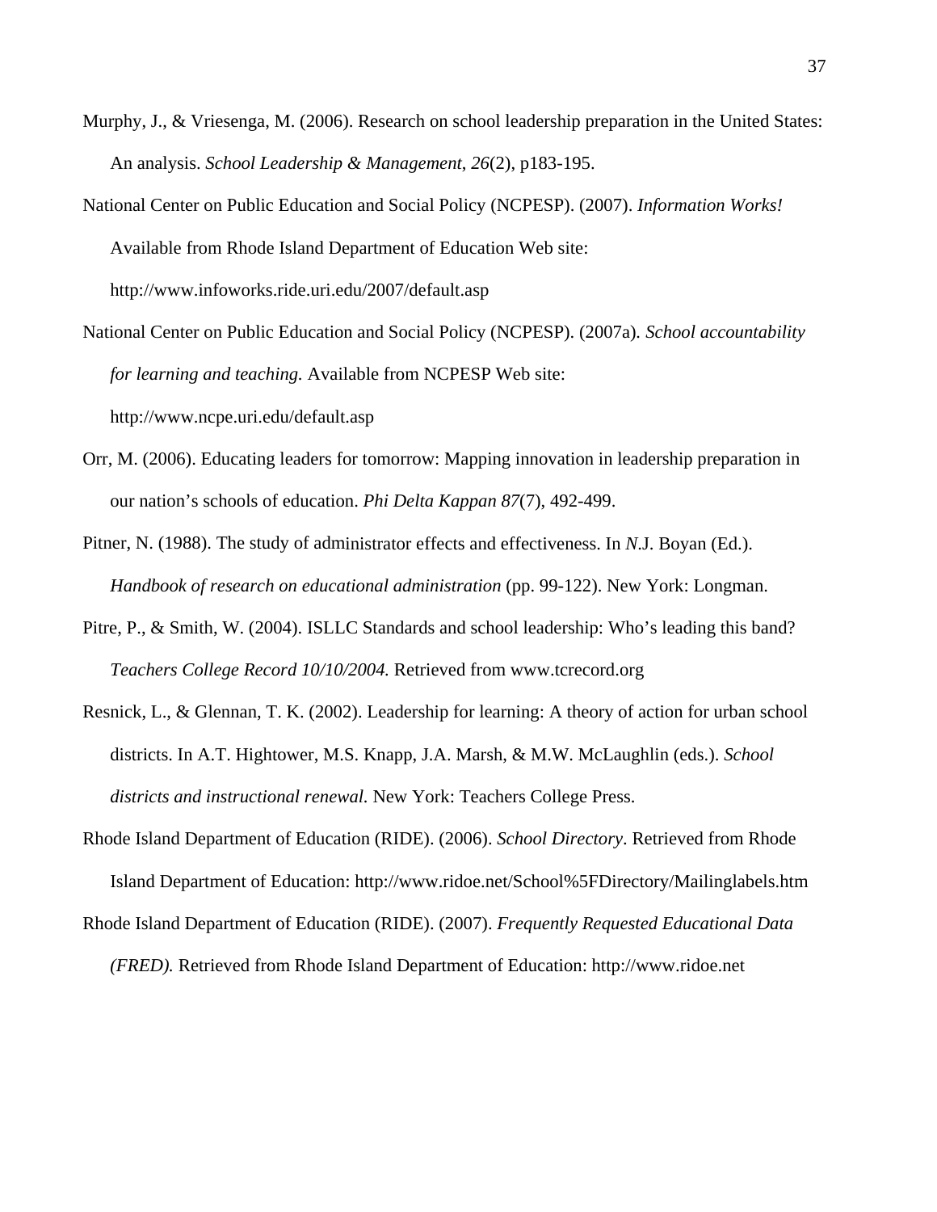Murphy, J., & Vriesenga, M. (2006). Research on school leadership preparation in the United States: An analysis. *School Leadership & Management*, *26*(2), p183-195.

National Center on Public Education and Social Policy (NCPESP). (2007). *Information Works!* Available from Rhode Island Department of Education Web site: http://www.infoworks.ride.uri.edu/2007/default.asp

National Center on Public Education and Social Policy (NCPESP). (2007a). *School accountability for learning and teaching.* Available from NCPESP Web site: http://www.ncpe.uri.edu/default.asp

Orr, M. (2006). Educating leaders for tomorrow: Mapping innovation in leadership preparation in our nation's schools of education. *Phi Delta Kappan 87*(7), 492-499.

Pitner, N. (1988). The study of administrator effects and effectiveness. In *N*.J. Boyan (Ed.). *Handbook of research on educational administration* (pp. 99-122). New York: Longman.

Pitre, P., & Smith, W. (2004). ISLLC Standards and school leadership: Who's leading this band? *Teachers College Record 10/10/2004.* Retrieved from www.tcrecord.org

Resnick, L., & Glennan, T. K. (2002). Leadership for learning: A theory of action for urban school districts. In A.T. Hightower, M.S. Knapp, J.A. Marsh, & M.W. McLaughlin (eds.). *School districts and instructional renewal.* New York: Teachers College Press.

Rhode Island Department of Education (RIDE). (2006). *School Directory*. Retrieved from Rhode Island Department of Education: http://www.ridoe.net/School%5FDirectory/Mailinglabels.htm

Rhode Island Department of Education (RIDE). (2007). *Frequently Requested Educational Data (FRED).* Retrieved from Rhode Island Department of Education: http://www.ridoe.net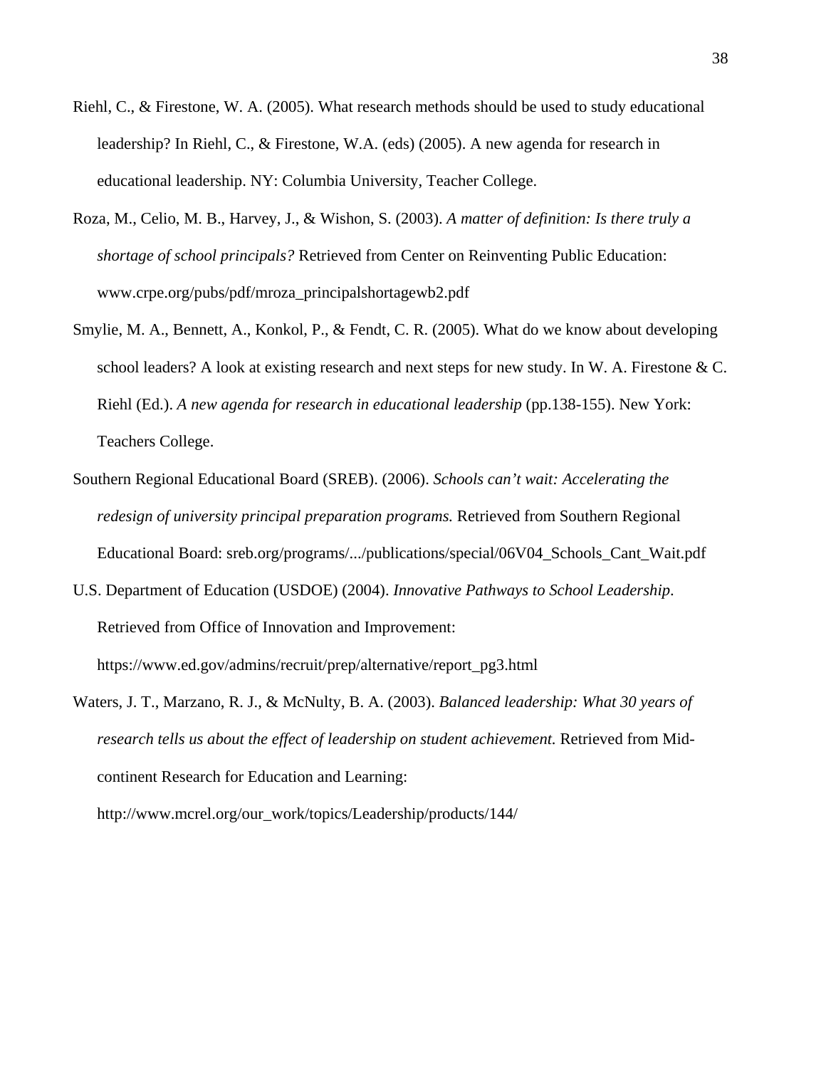Riehl, C., & Firestone, W. A. (2005). What research methods should be used to study educational leadership? In Riehl, C., & Firestone, W.A. (eds) (2005). A new agenda for research in educational leadership. NY: Columbia University, Teacher College.

Roza, M., Celio, M. B., Harvey, J., & Wishon, S. (2003). *A matter of definition: Is there truly a shortage of school principals?* Retrieved from Center on Reinventing Public Education: www.crpe.org/pubs/pdf/mroza_principalshortagewb2.pdf

Smylie, M. A., Bennett, A., Konkol, P., & Fendt, C. R. (2005). What do we know about developing school leaders? A look at existing research and next steps for new study. In W. A. Firestone & C. Riehl (Ed.). *A new agenda for research in educational leadership* (pp.138-155). New York: Teachers College.

Southern Regional Educational Board (SREB). (2006). *Schools can't wait: Accelerating the redesign of university principal preparation programs.* Retrieved from Southern Regional Educational Board: sreb.org/programs/.../publications/special/06V04_Schools_Cant_Wait.pdf

U.S. Department of Education (USDOE) (2004). *Innovative Pathways to School Leadership*. Retrieved from Office of Innovation and Improvement: https://www.ed.gov/admins/recruit/prep/alternative/report_pg3.html

Waters, J. T., Marzano, R. J., & McNulty, B. A. (2003). *Balanced leadership: What 30 years of research tells us about the effect of leadership on student achievement.* Retrieved from Mid-continent Research for Education and Learning: http://www.mcrel.org/our_work/topics/Leadership/products/144/